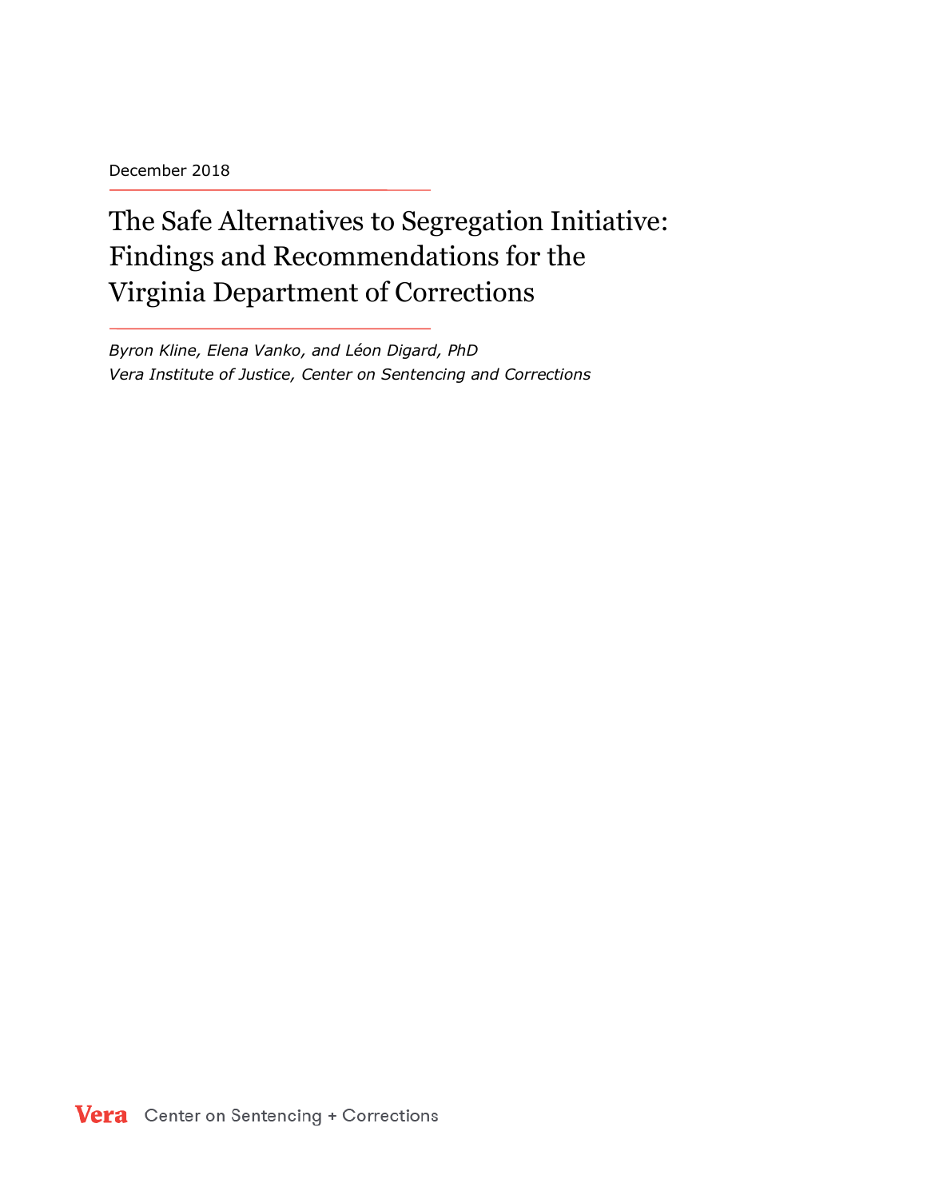December 2018

# The Safe Alternatives to Segregation Initiative: Findings and Recommendations for the Virginia Department of Corrections

*Byron Kline, Elena Vanko, and Léon Digard, PhD*
*Vera Institute of Justice, Center on Sentencing and Corrections*

Vera Center on Sentencing + Corrections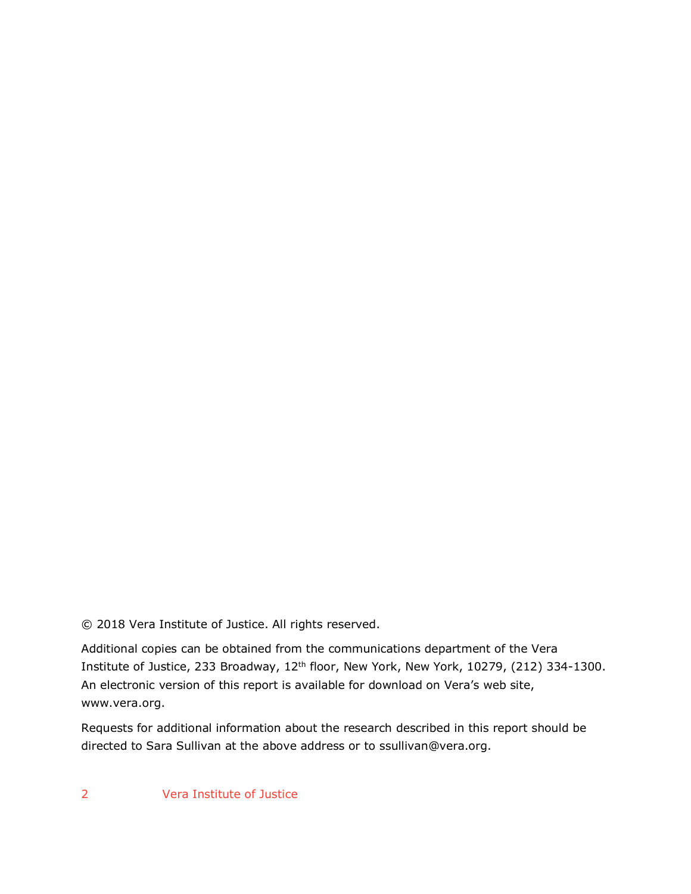© 2018 Vera Institute of Justice. All rights reserved.

Additional copies can be obtained from the communications department of the Vera Institute of Justice, 233 Broadway, 12th floor, New York, New York, 10279, (212) 334-1300. An electronic version of this report is available for download on Vera's web site, www.vera.org.

Requests for additional information about the research described in this report should be directed to Sara Sullivan at the above address or to ssullivan@vera.org.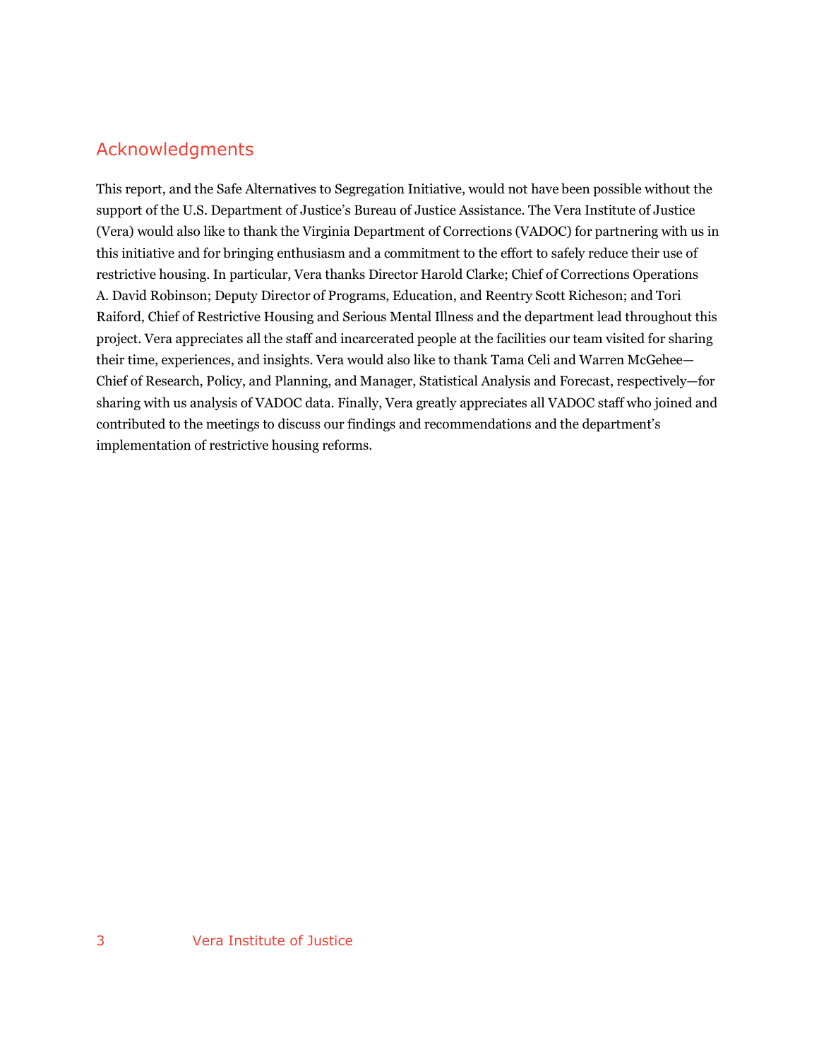## Acknowledgments

This report, and the Safe Alternatives to Segregation Initiative, would not have been possible without the support of the U.S. Department of Justice's Bureau of Justice Assistance. The Vera Institute of Justice (Vera) would also like to thank the Virginia Department of Corrections (VADOC) for partnering with us in this initiative and for bringing enthusiasm and a commitment to the effort to safely reduce their use of restrictive housing. In particular, Vera thanks Director Harold Clarke; Chief of Corrections Operations A. David Robinson; Deputy Director of Programs, Education, and Reentry Scott Richeson; and Tori Raiford, Chief of Restrictive Housing and Serious Mental Illness and the department lead throughout this project. Vera appreciates all the staff and incarcerated people at the facilities our team visited for sharing their time, experiences, and insights. Vera would also like to thank Tama Celi and Warren McGehee—Chief of Research, Policy, and Planning, and Manager, Statistical Analysis and Forecast, respectively—for sharing with us analysis of VADOC data. Finally, Vera greatly appreciates all VADOC staff who joined and contributed to the meetings to discuss our findings and recommendations and the department's implementation of restrictive housing reforms.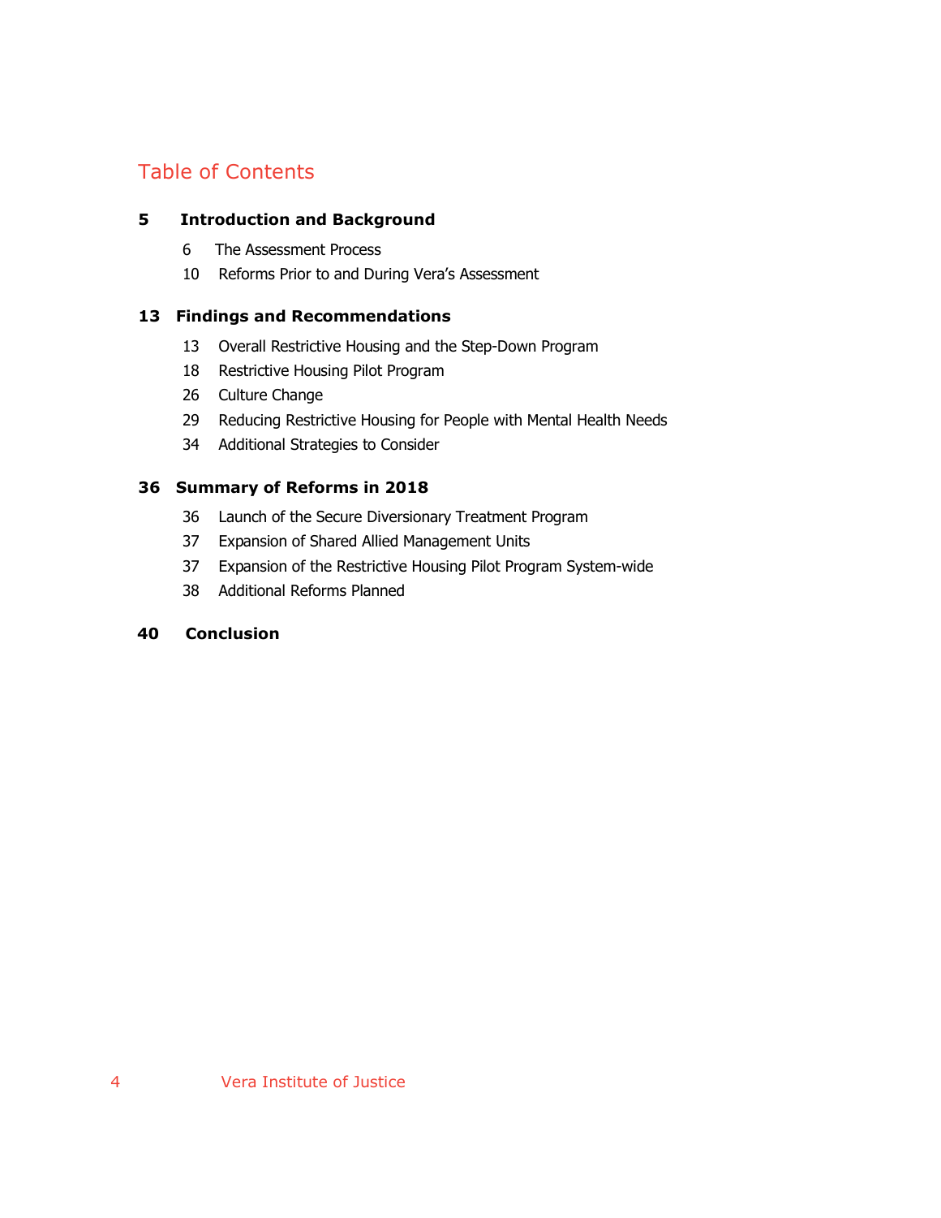# Table of Contents

**5 Introduction and Background**

- 6 The Assessment Process
- 10 Reforms Prior to and During Vera's Assessment

**13 Findings and Recommendations**

- 13 Overall Restrictive Housing and the Step-Down Program
- 18 Restrictive Housing Pilot Program
- 26 Culture Change
- 29 Reducing Restrictive Housing for People with Mental Health Needs
- 34 Additional Strategies to Consider

**36 Summary of Reforms in 2018**

- 36 Launch of the Secure Diversionary Treatment Program
- 37 Expansion of Shared Allied Management Units
- 37 Expansion of the Restrictive Housing Pilot Program System-wide
- 38 Additional Reforms Planned

**40 Conclusion**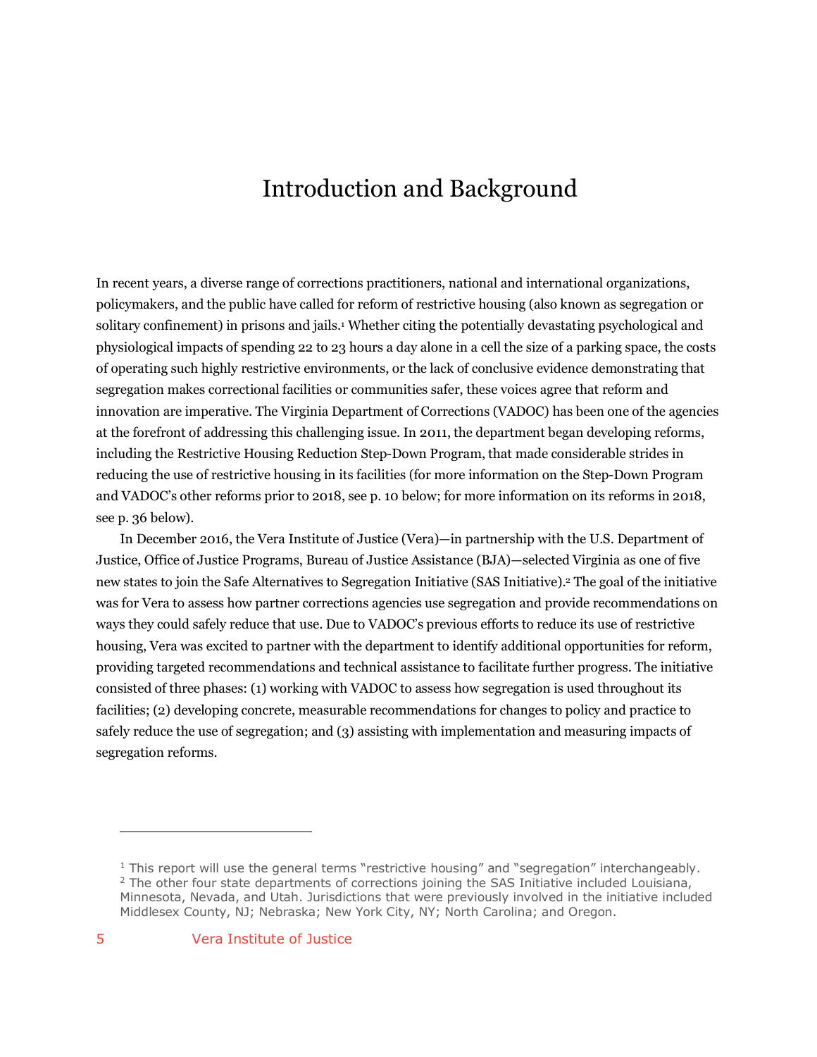# Introduction and Background

In recent years, a diverse range of corrections practitioners, national and international organizations, policymakers, and the public have called for reform of restrictive housing (also known as segregation or solitary confinement) in prisons and jails.[1] Whether citing the potentially devastating psychological and physiological impacts of spending 22 to 23 hours a day alone in a cell the size of a parking space, the costs of operating such highly restrictive environments, or the lack of conclusive evidence demonstrating that segregation makes correctional facilities or communities safer, these voices agree that reform and innovation are imperative. The Virginia Department of Corrections (VADOC) has been one of the agencies at the forefront of addressing this challenging issue. In 2011, the department began developing reforms, including the Restrictive Housing Reduction Step-Down Program, that made considerable strides in reducing the use of restrictive housing in its facilities (for more information on the Step-Down Program and VADOC's other reforms prior to 2018, see p. 10 below; for more information on its reforms in 2018, see p. 36 below).

In December 2016, the Vera Institute of Justice (Vera)—in partnership with the U.S. Department of Justice, Office of Justice Programs, Bureau of Justice Assistance (BJA)—selected Virginia as one of five new states to join the Safe Alternatives to Segregation Initiative (SAS Initiative).[2] The goal of the initiative was for Vera to assess how partner corrections agencies use segregation and provide recommendations on ways they could safely reduce that use. Due to VADOC's previous efforts to reduce its use of restrictive housing, Vera was excited to partner with the department to identify additional opportunities for reform, providing targeted recommendations and technical assistance to facilitate further progress. The initiative consisted of three phases: (1) working with VADOC to assess how segregation is used throughout its facilities; (2) developing concrete, measurable recommendations for changes to policy and practice to safely reduce the use of segregation; and (3) assisting with implementation and measuring impacts of segregation reforms.

---

[1] This report will use the general terms "restrictive housing" and "segregation" interchangeably.

[2] The other four state departments of corrections joining the SAS Initiative included Louisiana, Minnesota, Nevada, and Utah. Jurisdictions that were previously involved in the initiative included Middlesex County, NJ; Nebraska; New York City, NY; North Carolina; and Oregon.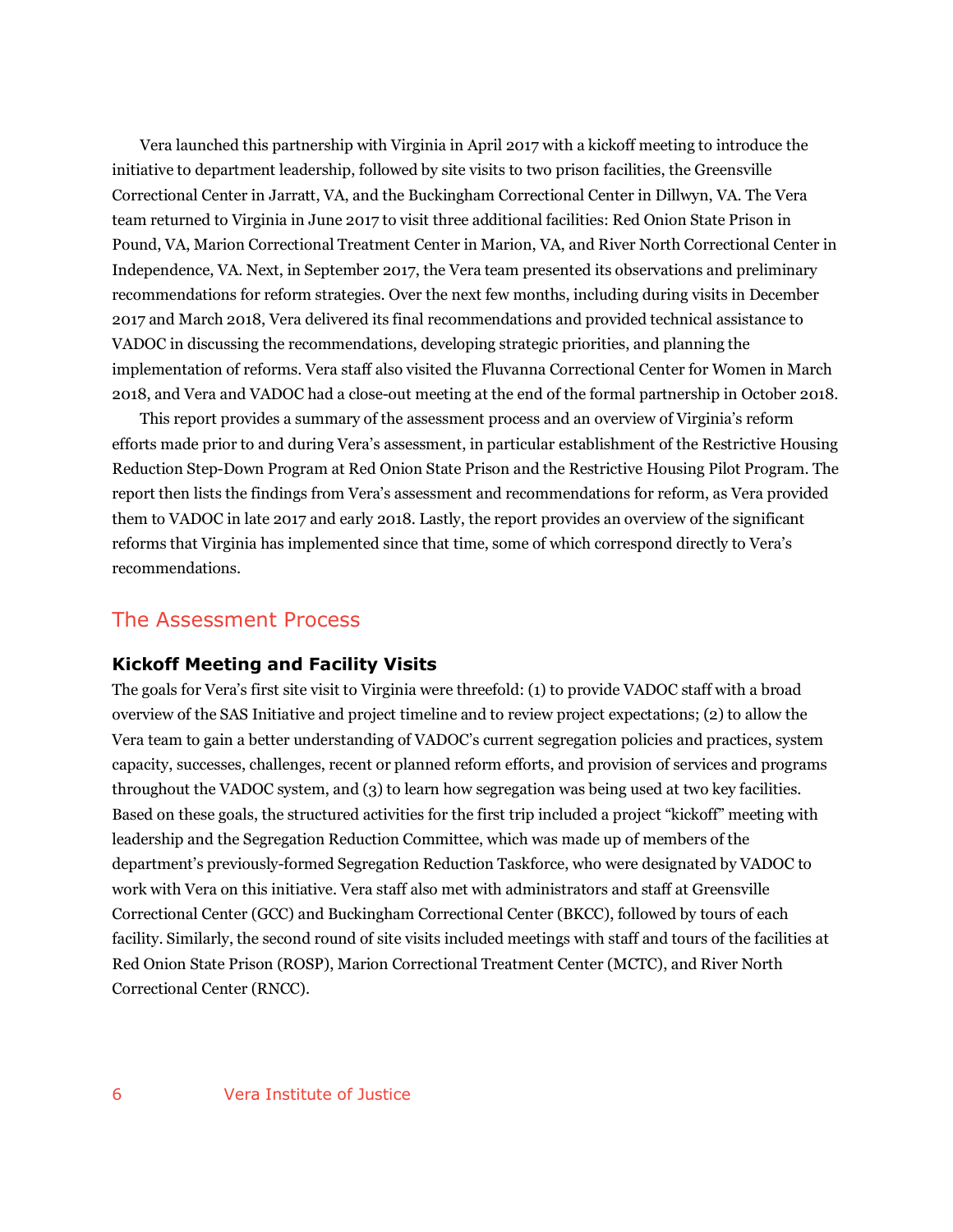Vera launched this partnership with Virginia in April 2017 with a kickoff meeting to introduce the initiative to department leadership, followed by site visits to two prison facilities, the Greensville Correctional Center in Jarratt, VA, and the Buckingham Correctional Center in Dillwyn, VA. The Vera team returned to Virginia in June 2017 to visit three additional facilities: Red Onion State Prison in Pound, VA, Marion Correctional Treatment Center in Marion, VA, and River North Correctional Center in Independence, VA. Next, in September 2017, the Vera team presented its observations and preliminary recommendations for reform strategies. Over the next few months, including during visits in December 2017 and March 2018, Vera delivered its final recommendations and provided technical assistance to VADOC in discussing the recommendations, developing strategic priorities, and planning the implementation of reforms. Vera staff also visited the Fluvanna Correctional Center for Women in March 2018, and Vera and VADOC had a close-out meeting at the end of the formal partnership in October 2018.

This report provides a summary of the assessment process and an overview of Virginia's reform efforts made prior to and during Vera's assessment, in particular establishment of the Restrictive Housing Reduction Step-Down Program at Red Onion State Prison and the Restrictive Housing Pilot Program. The report then lists the findings from Vera's assessment and recommendations for reform, as Vera provided them to VADOC in late 2017 and early 2018. Lastly, the report provides an overview of the significant reforms that Virginia has implemented since that time, some of which correspond directly to Vera's recommendations.

## The Assessment Process

### Kickoff Meeting and Facility Visits

The goals for Vera's first site visit to Virginia were threefold: (1) to provide VADOC staff with a broad overview of the SAS Initiative and project timeline and to review project expectations; (2) to allow the Vera team to gain a better understanding of VADOC's current segregation policies and practices, system capacity, successes, challenges, recent or planned reform efforts, and provision of services and programs throughout the VADOC system, and (3) to learn how segregation was being used at two key facilities. Based on these goals, the structured activities for the first trip included a project "kickoff" meeting with leadership and the Segregation Reduction Committee, which was made up of members of the department's previously-formed Segregation Reduction Taskforce, who were designated by VADOC to work with Vera on this initiative. Vera staff also met with administrators and staff at Greensville Correctional Center (GCC) and Buckingham Correctional Center (BKCC), followed by tours of each facility. Similarly, the second round of site visits included meetings with staff and tours of the facilities at Red Onion State Prison (ROSP), Marion Correctional Treatment Center (MCTC), and River North Correctional Center (RNCC).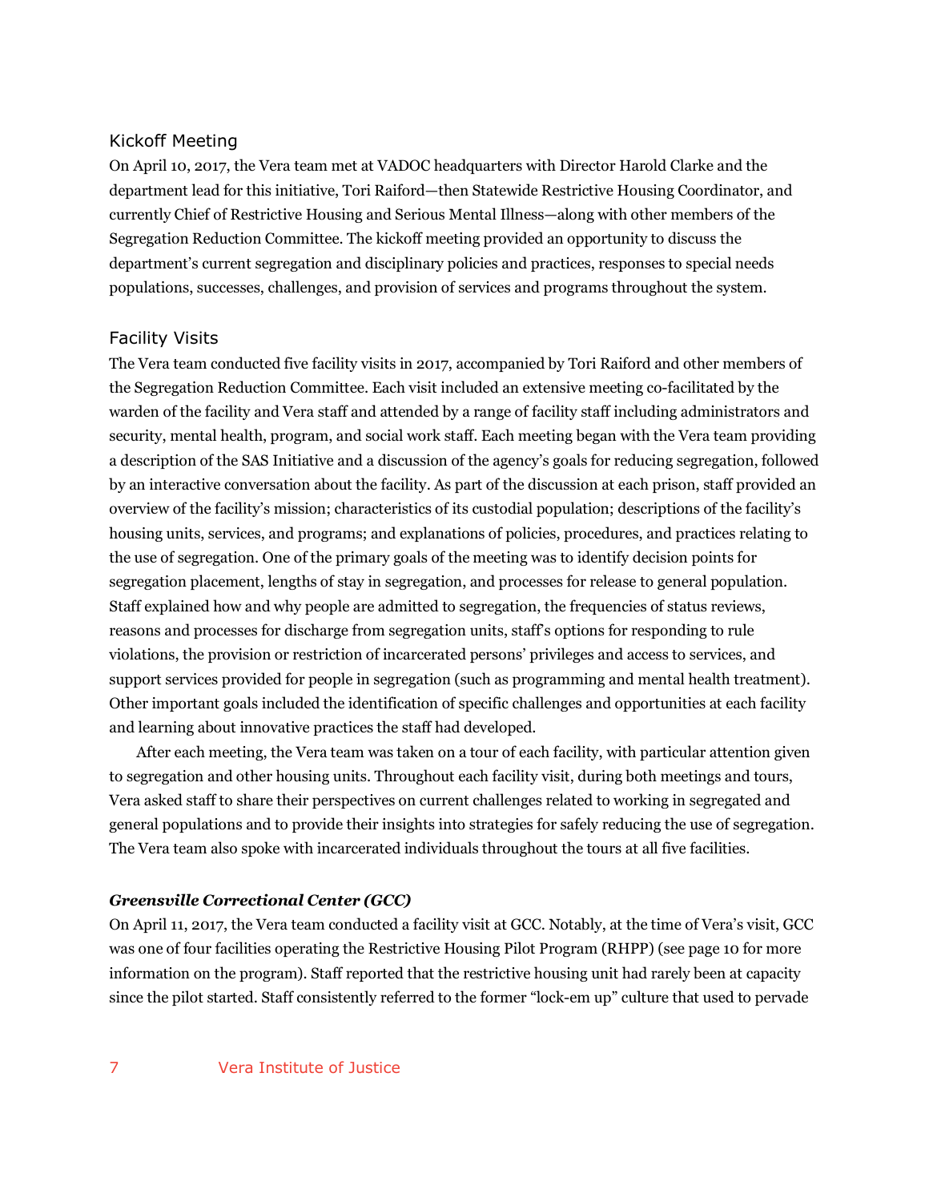## Kickoff Meeting

On April 10, 2017, the Vera team met at VADOC headquarters with Director Harold Clarke and the department lead for this initiative, Tori Raiford—then Statewide Restrictive Housing Coordinator, and currently Chief of Restrictive Housing and Serious Mental Illness—along with other members of the Segregation Reduction Committee. The kickoff meeting provided an opportunity to discuss the department's current segregation and disciplinary policies and practices, responses to special needs populations, successes, challenges, and provision of services and programs throughout the system.

## Facility Visits

The Vera team conducted five facility visits in 2017, accompanied by Tori Raiford and other members of the Segregation Reduction Committee. Each visit included an extensive meeting co-facilitated by the warden of the facility and Vera staff and attended by a range of facility staff including administrators and security, mental health, program, and social work staff. Each meeting began with the Vera team providing a description of the SAS Initiative and a discussion of the agency's goals for reducing segregation, followed by an interactive conversation about the facility. As part of the discussion at each prison, staff provided an overview of the facility's mission; characteristics of its custodial population; descriptions of the facility's housing units, services, and programs; and explanations of policies, procedures, and practices relating to the use of segregation. One of the primary goals of the meeting was to identify decision points for segregation placement, lengths of stay in segregation, and processes for release to general population. Staff explained how and why people are admitted to segregation, the frequencies of status reviews, reasons and processes for discharge from segregation units, staff's options for responding to rule violations, the provision or restriction of incarcerated persons' privileges and access to services, and support services provided for people in segregation (such as programming and mental health treatment). Other important goals included the identification of specific challenges and opportunities at each facility and learning about innovative practices the staff had developed.

After each meeting, the Vera team was taken on a tour of each facility, with particular attention given to segregation and other housing units. Throughout each facility visit, during both meetings and tours, Vera asked staff to share their perspectives on current challenges related to working in segregated and general populations and to provide their insights into strategies for safely reducing the use of segregation. The Vera team also spoke with incarcerated individuals throughout the tours at all five facilities.

### *Greensville Correctional Center (GCC)*

On April 11, 2017, the Vera team conducted a facility visit at GCC. Notably, at the time of Vera's visit, GCC was one of four facilities operating the Restrictive Housing Pilot Program (RHPP) (see page 10 for more information on the program). Staff reported that the restrictive housing unit had rarely been at capacity since the pilot started. Staff consistently referred to the former "lock-em up" culture that used to pervade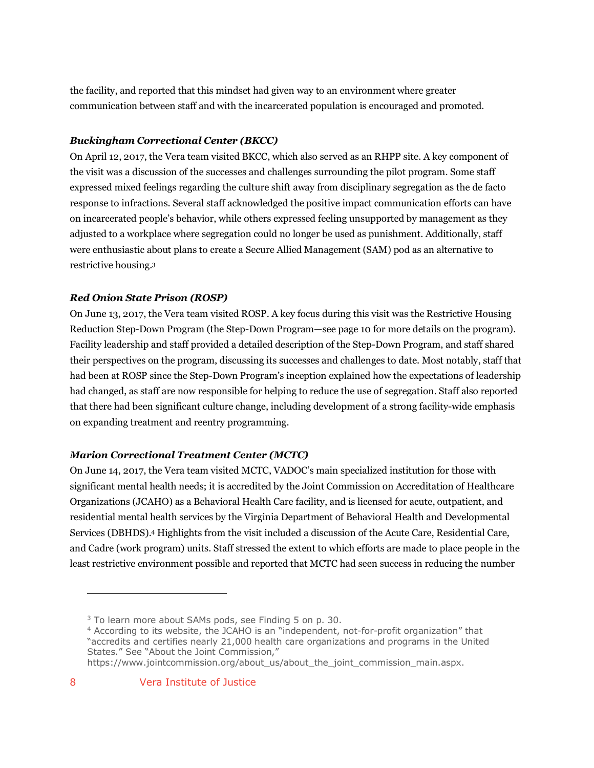the facility, and reported that this mindset had given way to an environment where greater communication between staff and with the incarcerated population is encouraged and promoted.

### *Buckingham Correctional Center (BKCC)*

On April 12, 2017, the Vera team visited BKCC, which also served as an RHPP site. A key component of the visit was a discussion of the successes and challenges surrounding the pilot program. Some staff expressed mixed feelings regarding the culture shift away from disciplinary segregation as the de facto response to infractions. Several staff acknowledged the positive impact communication efforts can have on incarcerated people's behavior, while others expressed feeling unsupported by management as they adjusted to a workplace where segregation could no longer be used as punishment. Additionally, staff were enthusiastic about plans to create a Secure Allied Management (SAM) pod as an alternative to restrictive housing.[3]

### *Red Onion State Prison (ROSP)*

On June 13, 2017, the Vera team visited ROSP. A key focus during this visit was the Restrictive Housing Reduction Step-Down Program (the Step-Down Program—see page 10 for more details on the program). Facility leadership and staff provided a detailed description of the Step-Down Program, and staff shared their perspectives on the program, discussing its successes and challenges to date. Most notably, staff that had been at ROSP since the Step-Down Program's inception explained how the expectations of leadership had changed, as staff are now responsible for helping to reduce the use of segregation. Staff also reported that there had been significant culture change, including development of a strong facility-wide emphasis on expanding treatment and reentry programming.

### *Marion Correctional Treatment Center (MCTC)*

On June 14, 2017, the Vera team visited MCTC, VADOC's main specialized institution for those with significant mental health needs; it is accredited by the Joint Commission on Accreditation of Healthcare Organizations (JCAHO) as a Behavioral Health Care facility, and is licensed for acute, outpatient, and residential mental health services by the Virginia Department of Behavioral Health and Developmental Services (DBHDS).[4] Highlights from the visit included a discussion of the Acute Care, Residential Care, and Cadre (work program) units. Staff stressed the extent to which efforts are made to place people in the least restrictive environment possible and reported that MCTC had seen success in reducing the number

---

[3] To learn more about SAMs pods, see Finding 5 on p. 30.

[4] According to its website, the JCAHO is an "independent, not-for-profit organization" that "accredits and certifies nearly 21,000 health care organizations and programs in the United States." See "About the Joint Commission," https://www.jointcommission.org/about_us/about_the_joint_commission_main.aspx.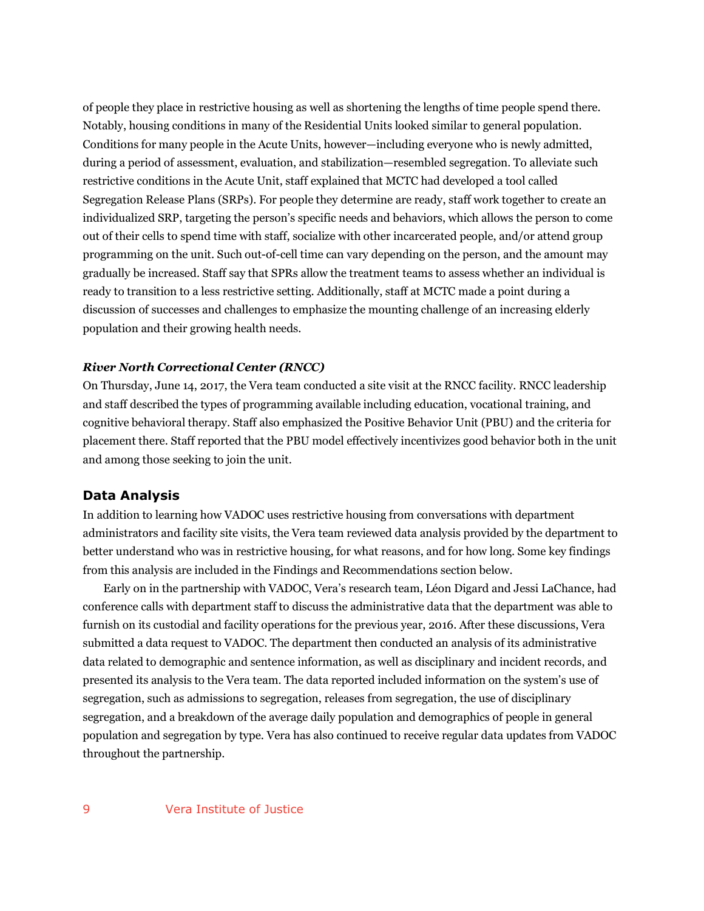of people they place in restrictive housing as well as shortening the lengths of time people spend there. Notably, housing conditions in many of the Residential Units looked similar to general population. Conditions for many people in the Acute Units, however—including everyone who is newly admitted, during a period of assessment, evaluation, and stabilization—resembled segregation. To alleviate such restrictive conditions in the Acute Unit, staff explained that MCTC had developed a tool called Segregation Release Plans (SRPs). For people they determine are ready, staff work together to create an individualized SRP, targeting the person's specific needs and behaviors, which allows the person to come out of their cells to spend time with staff, socialize with other incarcerated people, and/or attend group programming on the unit. Such out-of-cell time can vary depending on the person, and the amount may gradually be increased. Staff say that SPRs allow the treatment teams to assess whether an individual is ready to transition to a less restrictive setting. Additionally, staff at MCTC made a point during a discussion of successes and challenges to emphasize the mounting challenge of an increasing elderly population and their growing health needs.

***River North Correctional Center (RNCC)***

On Thursday, June 14, 2017, the Vera team conducted a site visit at the RNCC facility. RNCC leadership and staff described the types of programming available including education, vocational training, and cognitive behavioral therapy. Staff also emphasized the Positive Behavior Unit (PBU) and the criteria for placement there. Staff reported that the PBU model effectively incentivizes good behavior both in the unit and among those seeking to join the unit.

## Data Analysis

In addition to learning how VADOC uses restrictive housing from conversations with department administrators and facility site visits, the Vera team reviewed data analysis provided by the department to better understand who was in restrictive housing, for what reasons, and for how long. Some key findings from this analysis are included in the Findings and Recommendations section below.

Early on in the partnership with VADOC, Vera's research team, Léon Digard and Jessi LaChance, had conference calls with department staff to discuss the administrative data that the department was able to furnish on its custodial and facility operations for the previous year, 2016. After these discussions, Vera submitted a data request to VADOC. The department then conducted an analysis of its administrative data related to demographic and sentence information, as well as disciplinary and incident records, and presented its analysis to the Vera team. The data reported included information on the system's use of segregation, such as admissions to segregation, releases from segregation, the use of disciplinary segregation, and a breakdown of the average daily population and demographics of people in general population and segregation by type. Vera has also continued to receive regular data updates from VADOC throughout the partnership.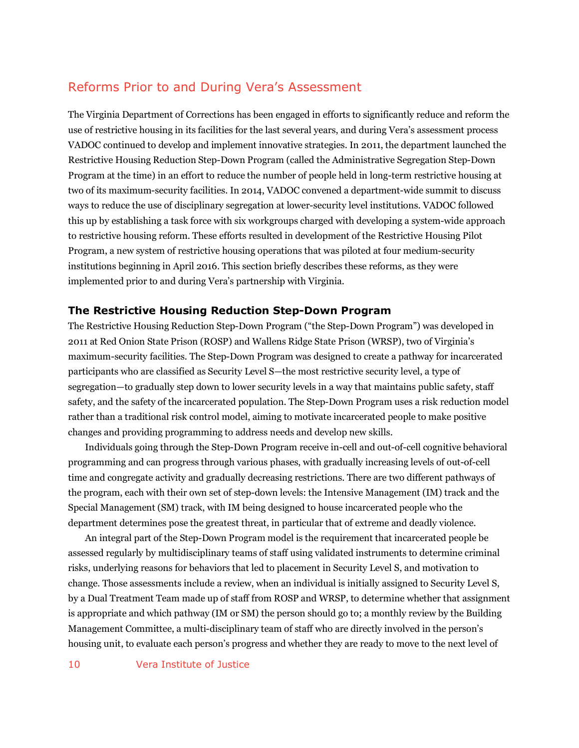## Reforms Prior to and During Vera's Assessment

The Virginia Department of Corrections has been engaged in efforts to significantly reduce and reform the use of restrictive housing in its facilities for the last several years, and during Vera's assessment process VADOC continued to develop and implement innovative strategies. In 2011, the department launched the Restrictive Housing Reduction Step-Down Program (called the Administrative Segregation Step-Down Program at the time) in an effort to reduce the number of people held in long-term restrictive housing at two of its maximum-security facilities. In 2014, VADOC convened a department-wide summit to discuss ways to reduce the use of disciplinary segregation at lower-security level institutions. VADOC followed this up by establishing a task force with six workgroups charged with developing a system-wide approach to restrictive housing reform. These efforts resulted in development of the Restrictive Housing Pilot Program, a new system of restrictive housing operations that was piloted at four medium-security institutions beginning in April 2016. This section briefly describes these reforms, as they were implemented prior to and during Vera's partnership with Virginia.

### The Restrictive Housing Reduction Step-Down Program

The Restrictive Housing Reduction Step-Down Program ("the Step-Down Program") was developed in 2011 at Red Onion State Prison (ROSP) and Wallens Ridge State Prison (WRSP), two of Virginia's maximum-security facilities. The Step-Down Program was designed to create a pathway for incarcerated participants who are classified as Security Level S—the most restrictive security level, a type of segregation—to gradually step down to lower security levels in a way that maintains public safety, staff safety, and the safety of the incarcerated population. The Step-Down Program uses a risk reduction model rather than a traditional risk control model, aiming to motivate incarcerated people to make positive changes and providing programming to address needs and develop new skills.

Individuals going through the Step-Down Program receive in-cell and out-of-cell cognitive behavioral programming and can progress through various phases, with gradually increasing levels of out-of-cell time and congregate activity and gradually decreasing restrictions. There are two different pathways of the program, each with their own set of step-down levels: the Intensive Management (IM) track and the Special Management (SM) track, with IM being designed to house incarcerated people who the department determines pose the greatest threat, in particular that of extreme and deadly violence.

An integral part of the Step-Down Program model is the requirement that incarcerated people be assessed regularly by multidisciplinary teams of staff using validated instruments to determine criminal risks, underlying reasons for behaviors that led to placement in Security Level S, and motivation to change. Those assessments include a review, when an individual is initially assigned to Security Level S, by a Dual Treatment Team made up of staff from ROSP and WRSP, to determine whether that assignment is appropriate and which pathway (IM or SM) the person should go to; a monthly review by the Building Management Committee, a multi-disciplinary team of staff who are directly involved in the person's housing unit, to evaluate each person's progress and whether they are ready to move to the next level of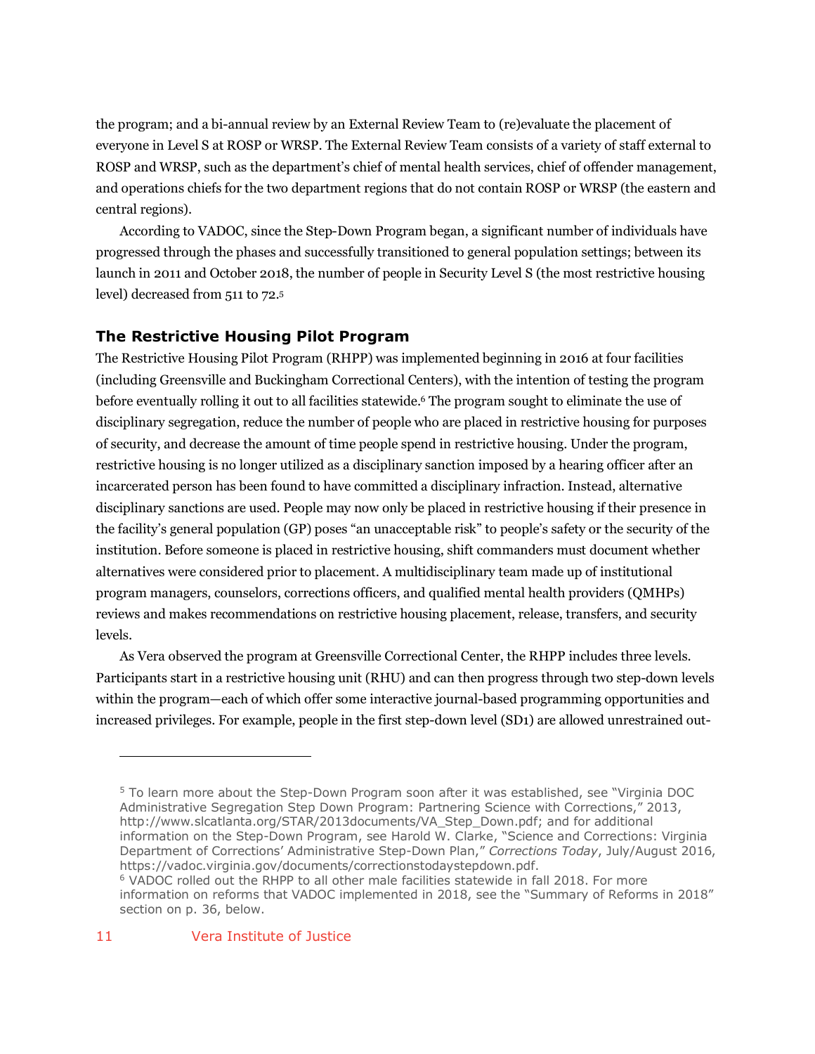the program; and a bi-annual review by an External Review Team to (re)evaluate the placement of everyone in Level S at ROSP or WRSP. The External Review Team consists of a variety of staff external to ROSP and WRSP, such as the department's chief of mental health services, chief of offender management, and operations chiefs for the two department regions that do not contain ROSP or WRSP (the eastern and central regions).

According to VADOC, since the Step-Down Program began, a significant number of individuals have progressed through the phases and successfully transitioned to general population settings; between its launch in 2011 and October 2018, the number of people in Security Level S (the most restrictive housing level) decreased from 511 to 72.[5]

### The Restrictive Housing Pilot Program

The Restrictive Housing Pilot Program (RHPP) was implemented beginning in 2016 at four facilities (including Greensville and Buckingham Correctional Centers), with the intention of testing the program before eventually rolling it out to all facilities statewide.[6] The program sought to eliminate the use of disciplinary segregation, reduce the number of people who are placed in restrictive housing for purposes of security, and decrease the amount of time people spend in restrictive housing. Under the program, restrictive housing is no longer utilized as a disciplinary sanction imposed by a hearing officer after an incarcerated person has been found to have committed a disciplinary infraction. Instead, alternative disciplinary sanctions are used. People may now only be placed in restrictive housing if their presence in the facility's general population (GP) poses "an unacceptable risk" to people's safety or the security of the institution. Before someone is placed in restrictive housing, shift commanders must document whether alternatives were considered prior to placement. A multidisciplinary team made up of institutional program managers, counselors, corrections officers, and qualified mental health providers (QMHPs) reviews and makes recommendations on restrictive housing placement, release, transfers, and security levels.

As Vera observed the program at Greensville Correctional Center, the RHPP includes three levels. Participants start in a restrictive housing unit (RHU) and can then progress through two step-down levels within the program—each of which offer some interactive journal-based programming opportunities and increased privileges. For example, people in the first step-down level (SD1) are allowed unrestrained out-

---

[5] To learn more about the Step-Down Program soon after it was established, see "Virginia DOC Administrative Segregation Step Down Program: Partnering Science with Corrections," 2013, http://www.slcatlanta.org/STAR/2013documents/VA_Step_Down.pdf; and for additional information on the Step-Down Program, see Harold W. Clarke, "Science and Corrections: Virginia Department of Corrections' Administrative Step-Down Plan," *Corrections Today*, July/August 2016, https://vadoc.virginia.gov/documents/correctionstodaystepdown.pdf.

[6] VADOC rolled out the RHPP to all other male facilities statewide in fall 2018. For more information on reforms that VADOC implemented in 2018, see the "Summary of Reforms in 2018" section on p. 36, below.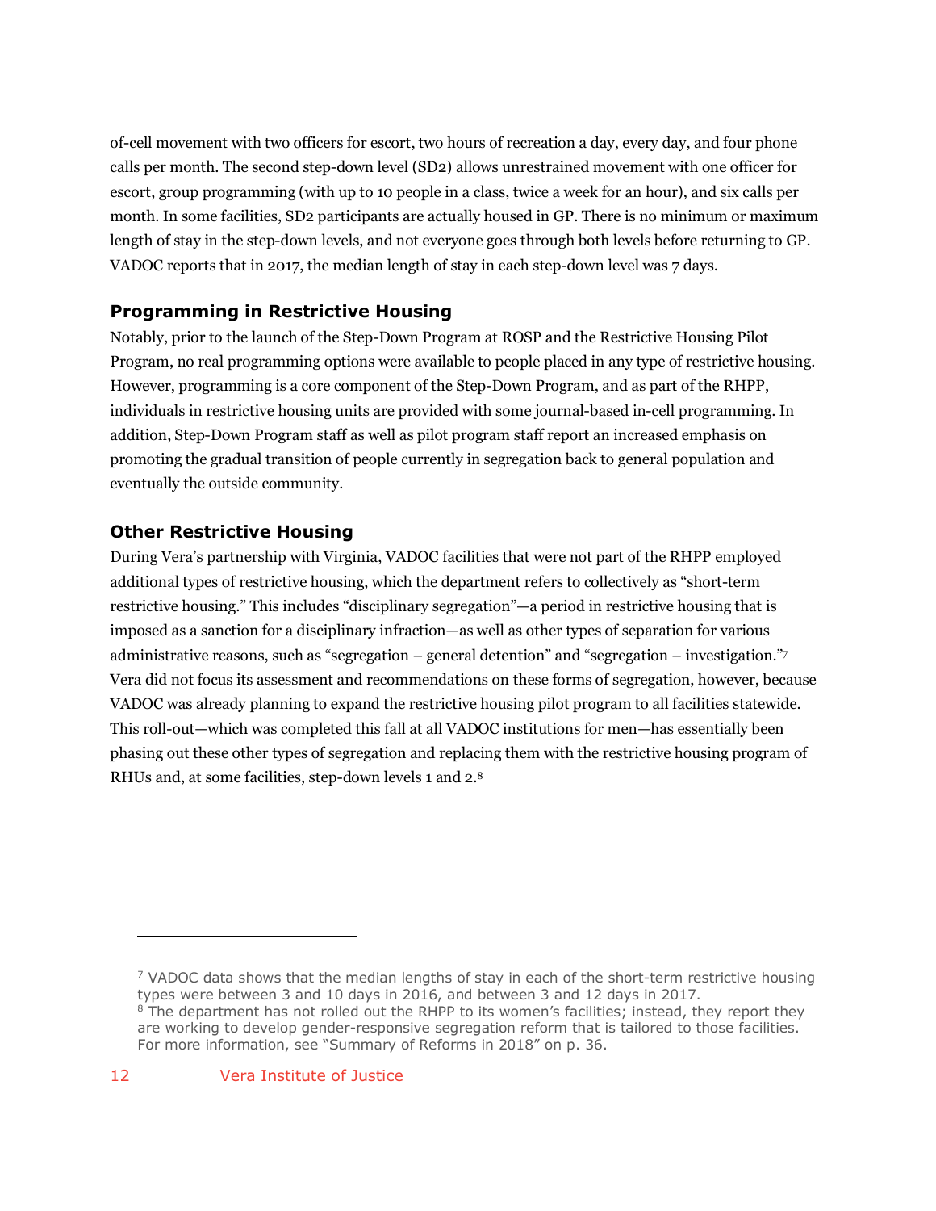of-cell movement with two officers for escort, two hours of recreation a day, every day, and four phone calls per month. The second step-down level (SD2) allows unrestrained movement with one officer for escort, group programming (with up to 10 people in a class, twice a week for an hour), and six calls per month. In some facilities, SD2 participants are actually housed in GP. There is no minimum or maximum length of stay in the step-down levels, and not everyone goes through both levels before returning to GP. VADOC reports that in 2017, the median length of stay in each step-down level was 7 days.

### Programming in Restrictive Housing

Notably, prior to the launch of the Step-Down Program at ROSP and the Restrictive Housing Pilot Program, no real programming options were available to people placed in any type of restrictive housing. However, programming is a core component of the Step-Down Program, and as part of the RHPP, individuals in restrictive housing units are provided with some journal-based in-cell programming. In addition, Step-Down Program staff as well as pilot program staff report an increased emphasis on promoting the gradual transition of people currently in segregation back to general population and eventually the outside community.

### Other Restrictive Housing

During Vera's partnership with Virginia, VADOC facilities that were not part of the RHPP employed additional types of restrictive housing, which the department refers to collectively as "short-term restrictive housing." This includes "disciplinary segregation"—a period in restrictive housing that is imposed as a sanction for a disciplinary infraction—as well as other types of separation for various administrative reasons, such as "segregation – general detention" and "segregation – investigation."[7] Vera did not focus its assessment and recommendations on these forms of segregation, however, because VADOC was already planning to expand the restrictive housing pilot program to all facilities statewide. This roll-out—which was completed this fall at all VADOC institutions for men—has essentially been phasing out these other types of segregation and replacing them with the restrictive housing program of RHUs and, at some facilities, step-down levels 1 and 2.[8]

---

[7] VADOC data shows that the median lengths of stay in each of the short-term restrictive housing types were between 3 and 10 days in 2016, and between 3 and 12 days in 2017.

[8] The department has not rolled out the RHPP to its women's facilities; instead, they report they are working to develop gender-responsive segregation reform that is tailored to those facilities. For more information, see "Summary of Reforms in 2018" on p. 36.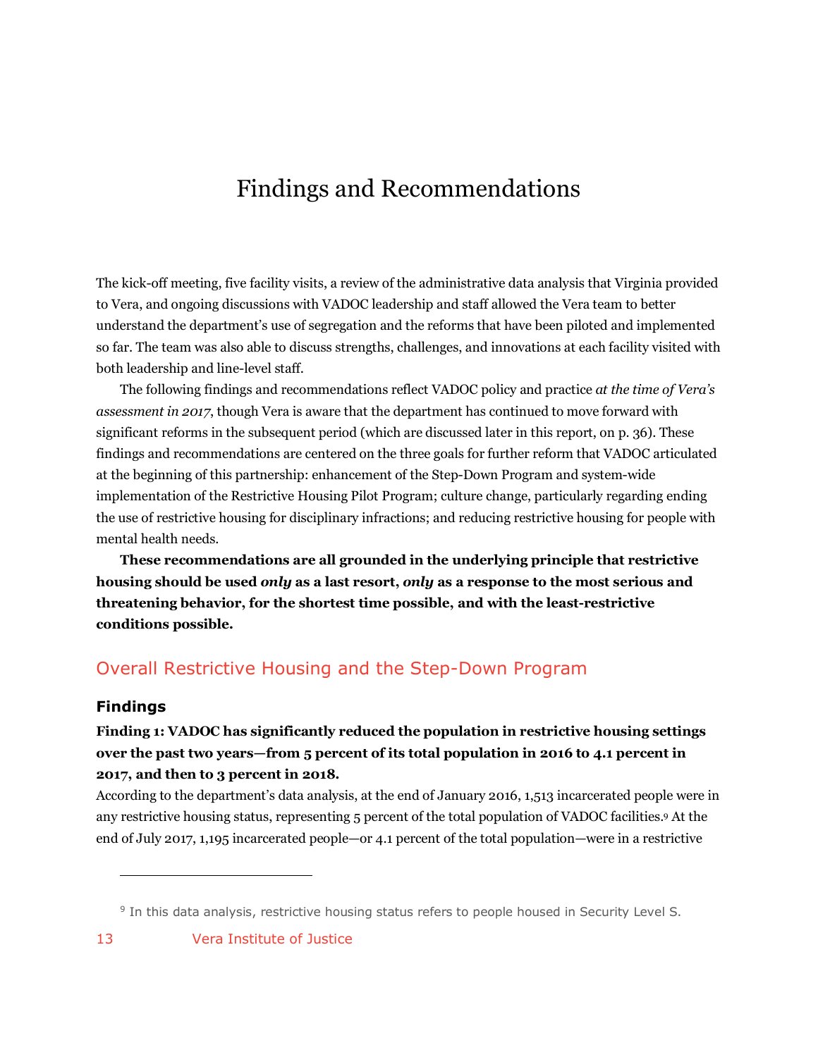# Findings and Recommendations

The kick-off meeting, five facility visits, a review of the administrative data analysis that Virginia provided to Vera, and ongoing discussions with VADOC leadership and staff allowed the Vera team to better understand the department's use of segregation and the reforms that have been piloted and implemented so far. The team was also able to discuss strengths, challenges, and innovations at each facility visited with both leadership and line-level staff.

The following findings and recommendations reflect VADOC policy and practice *at the time of Vera's assessment in 2017*, though Vera is aware that the department has continued to move forward with significant reforms in the subsequent period (which are discussed later in this report, on p. 36). These findings and recommendations are centered on the three goals for further reform that VADOC articulated at the beginning of this partnership: enhancement of the Step-Down Program and system-wide implementation of the Restrictive Housing Pilot Program; culture change, particularly regarding ending the use of restrictive housing for disciplinary infractions; and reducing restrictive housing for people with mental health needs.

**These recommendations are all grounded in the underlying principle that restrictive housing should be used *only* as a last resort, *only* as a response to the most serious and threatening behavior, for the shortest time possible, and with the least-restrictive conditions possible.**

## Overall Restrictive Housing and the Step-Down Program

### Findings

**Finding 1: VADOC has significantly reduced the population in restrictive housing settings over the past two years—from 5 percent of its total population in 2016 to 4.1 percent in 2017, and then to 3 percent in 2018.**

According to the department's data analysis, at the end of January 2016, 1,513 incarcerated people were in any restrictive housing status, representing 5 percent of the total population of VADOC facilities.[9] At the end of July 2017, 1,195 incarcerated people—or 4.1 percent of the total population—were in a restrictive

[9] In this data analysis, restrictive housing status refers to people housed in Security Level S.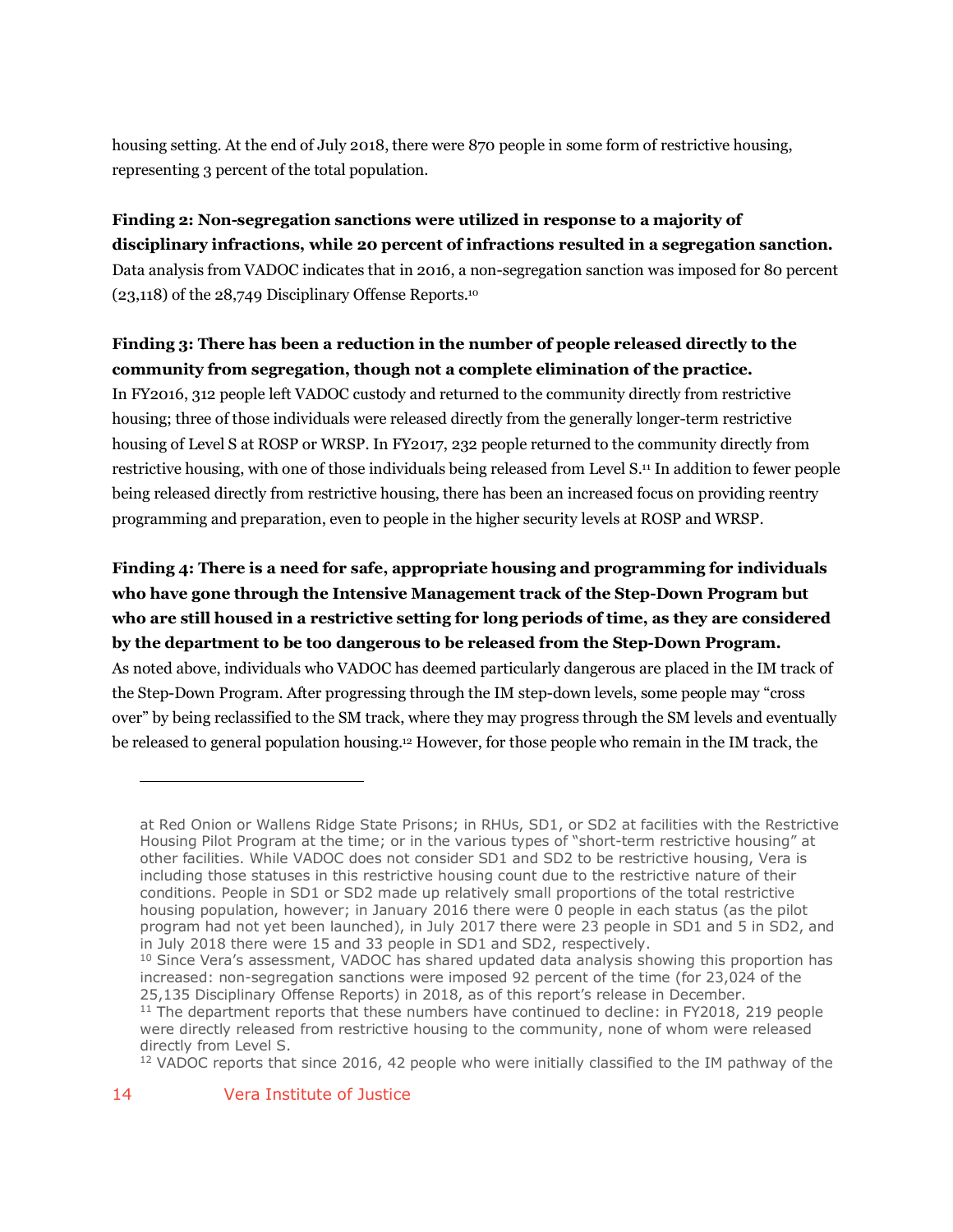housing setting. At the end of July 2018, there were 870 people in some form of restrictive housing, representing 3 percent of the total population.

**Finding 2: Non-segregation sanctions were utilized in response to a majority of disciplinary infractions, while 20 percent of infractions resulted in a segregation sanction.**
Data analysis from VADOC indicates that in 2016, a non-segregation sanction was imposed for 80 percent (23,118) of the 28,749 Disciplinary Offense Reports.[10]

**Finding 3: There has been a reduction in the number of people released directly to the community from segregation, though not a complete elimination of the practice.**
In FY2016, 312 people left VADOC custody and returned to the community directly from restrictive housing; three of those individuals were released directly from the generally longer-term restrictive housing of Level S at ROSP or WRSP. In FY2017, 232 people returned to the community directly from restrictive housing, with one of those individuals being released from Level S.[11] In addition to fewer people being released directly from restrictive housing, there has been an increased focus on providing reentry programming and preparation, even to people in the higher security levels at ROSP and WRSP.

**Finding 4: There is a need for safe, appropriate housing and programming for individuals who have gone through the Intensive Management track of the Step-Down Program but who are still housed in a restrictive setting for long periods of time, as they are considered by the department to be too dangerous to be released from the Step-Down Program.**
As noted above, individuals who VADOC has deemed particularly dangerous are placed in the IM track of the Step-Down Program. After progressing through the IM step-down levels, some people may "cross over" by being reclassified to the SM track, where they may progress through the SM levels and eventually be released to general population housing.[12] However, for those people who remain in the IM track, the

---

at Red Onion or Wallens Ridge State Prisons; in RHUs, SD1, or SD2 at facilities with the Restrictive Housing Pilot Program at the time; or in the various types of "short-term restrictive housing" at other facilities. While VADOC does not consider SD1 and SD2 to be restrictive housing, Vera is including those statuses in this restrictive housing count due to the restrictive nature of their conditions. People in SD1 or SD2 made up relatively small proportions of the total restrictive housing population, however; in January 2016 there were 0 people in each status (as the pilot program had not yet been launched), in July 2017 there were 23 people in SD1 and 5 in SD2, and in July 2018 there were 15 and 33 people in SD1 and SD2, respectively.

[10] Since Vera's assessment, VADOC has shared updated data analysis showing this proportion has increased: non-segregation sanctions were imposed 92 percent of the time (for 23,024 of the 25,135 Disciplinary Offense Reports) in 2018, as of this report's release in December.

[11] The department reports that these numbers have continued to decline: in FY2018, 219 people were directly released from restrictive housing to the community, none of whom were released directly from Level S.

[12] VADOC reports that since 2016, 42 people who were initially classified to the IM pathway of the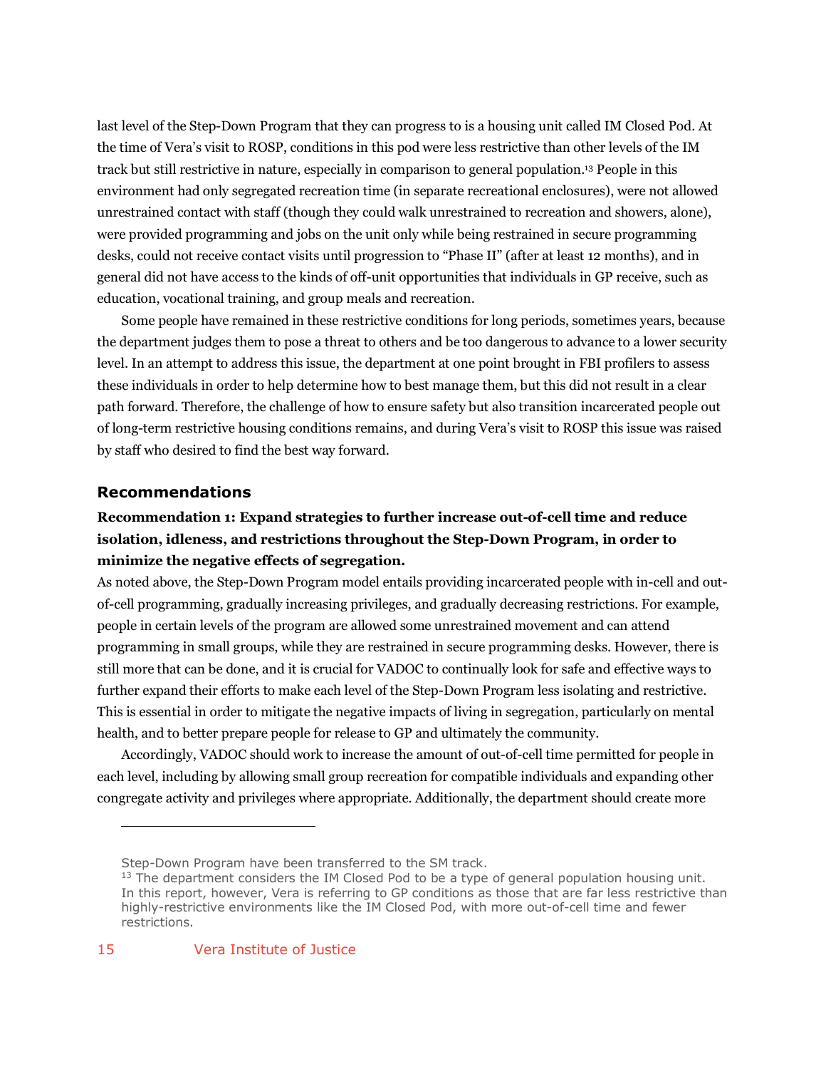last level of the Step-Down Program that they can progress to is a housing unit called IM Closed Pod. At the time of Vera's visit to ROSP, conditions in this pod were less restrictive than other levels of the IM track but still restrictive in nature, especially in comparison to general population.[13] People in this environment had only segregated recreation time (in separate recreational enclosures), were not allowed unrestrained contact with staff (though they could walk unrestrained to recreation and showers, alone), were provided programming and jobs on the unit only while being restrained in secure programming desks, could not receive contact visits until progression to "Phase II" (after at least 12 months), and in general did not have access to the kinds of off-unit opportunities that individuals in GP receive, such as education, vocational training, and group meals and recreation.

Some people have remained in these restrictive conditions for long periods, sometimes years, because the department judges them to pose a threat to others and be too dangerous to advance to a lower security level. In an attempt to address this issue, the department at one point brought in FBI profilers to assess these individuals in order to help determine how to best manage them, but this did not result in a clear path forward. Therefore, the challenge of how to ensure safety but also transition incarcerated people out of long-term restrictive housing conditions remains, and during Vera's visit to ROSP this issue was raised by staff who desired to find the best way forward.

## Recommendations

**Recommendation 1: Expand strategies to further increase out-of-cell time and reduce isolation, idleness, and restrictions throughout the Step-Down Program, in order to minimize the negative effects of segregation.**

As noted above, the Step-Down Program model entails providing incarcerated people with in-cell and out-of-cell programming, gradually increasing privileges, and gradually decreasing restrictions. For example, people in certain levels of the program are allowed some unrestrained movement and can attend programming in small groups, while they are restrained in secure programming desks. However, there is still more that can be done, and it is crucial for VADOC to continually look for safe and effective ways to further expand their efforts to make each level of the Step-Down Program less isolating and restrictive. This is essential in order to mitigate the negative impacts of living in segregation, particularly on mental health, and to better prepare people for release to GP and ultimately the community.

Accordingly, VADOC should work to increase the amount of out-of-cell time permitted for people in each level, including by allowing small group recreation for compatible individuals and expanding other congregate activity and privileges where appropriate. Additionally, the department should create more

---

Step-Down Program have been transferred to the SM track.

[13] The department considers the IM Closed Pod to be a type of general population housing unit. In this report, however, Vera is referring to GP conditions as those that are far less restrictive than highly-restrictive environments like the IM Closed Pod, with more out-of-cell time and fewer restrictions.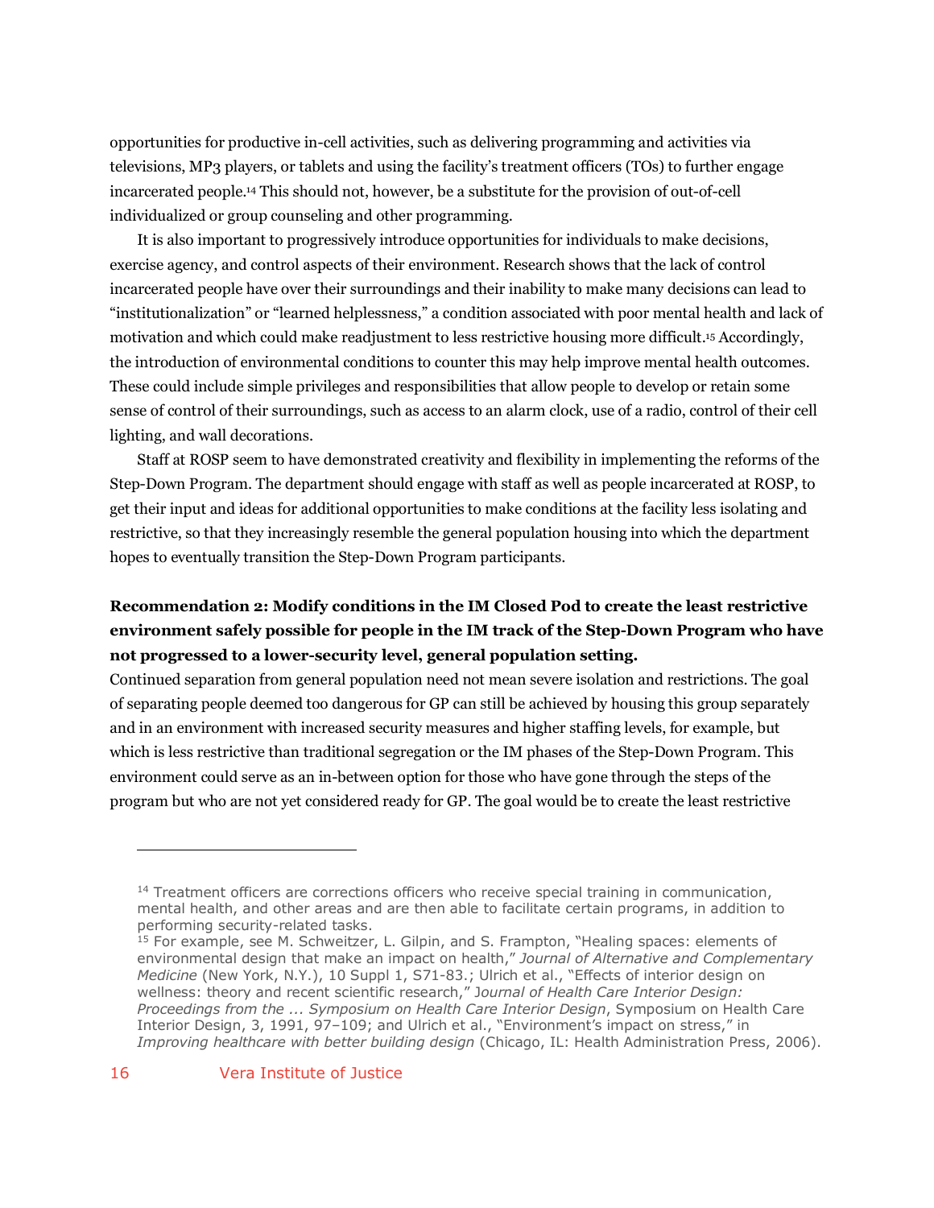opportunities for productive in-cell activities, such as delivering programming and activities via televisions, MP3 players, or tablets and using the facility's treatment officers (TOs) to further engage incarcerated people.[14] This should not, however, be a substitute for the provision of out-of-cell individualized or group counseling and other programming.

It is also important to progressively introduce opportunities for individuals to make decisions, exercise agency, and control aspects of their environment. Research shows that the lack of control incarcerated people have over their surroundings and their inability to make many decisions can lead to "institutionalization" or "learned helplessness," a condition associated with poor mental health and lack of motivation and which could make readjustment to less restrictive housing more difficult.[15] Accordingly, the introduction of environmental conditions to counter this may help improve mental health outcomes. These could include simple privileges and responsibilities that allow people to develop or retain some sense of control of their surroundings, such as access to an alarm clock, use of a radio, control of their cell lighting, and wall decorations.

Staff at ROSP seem to have demonstrated creativity and flexibility in implementing the reforms of the Step-Down Program. The department should engage with staff as well as people incarcerated at ROSP, to get their input and ideas for additional opportunities to make conditions at the facility less isolating and restrictive, so that they increasingly resemble the general population housing into which the department hopes to eventually transition the Step-Down Program participants.

**Recommendation 2: Modify conditions in the IM Closed Pod to create the least restrictive environment safely possible for people in the IM track of the Step-Down Program who have not progressed to a lower-security level, general population setting.**

Continued separation from general population need not mean severe isolation and restrictions. The goal of separating people deemed too dangerous for GP can still be achieved by housing this group separately and in an environment with increased security measures and higher staffing levels, for example, but which is less restrictive than traditional segregation or the IM phases of the Step-Down Program. This environment could serve as an in-between option for those who have gone through the steps of the program but who are not yet considered ready for GP. The goal would be to create the least restrictive

---

[14] Treatment officers are corrections officers who receive special training in communication, mental health, and other areas and are then able to facilitate certain programs, in addition to performing security-related tasks.

[15] For example, see M. Schweitzer, L. Gilpin, and S. Frampton, "Healing spaces: elements of environmental design that make an impact on health," *Journal of Alternative and Complementary Medicine* (New York, N.Y.), 10 Suppl 1, S71-83.; Ulrich et al., "Effects of interior design on wellness: theory and recent scientific research," *Journal of Health Care Interior Design: Proceedings from the ... Symposium on Health Care Interior Design*, Symposium on Health Care Interior Design, 3, 1991, 97–109; and Ulrich et al., "Environment's impact on stress," in *Improving healthcare with better building design* (Chicago, IL: Health Administration Press, 2006).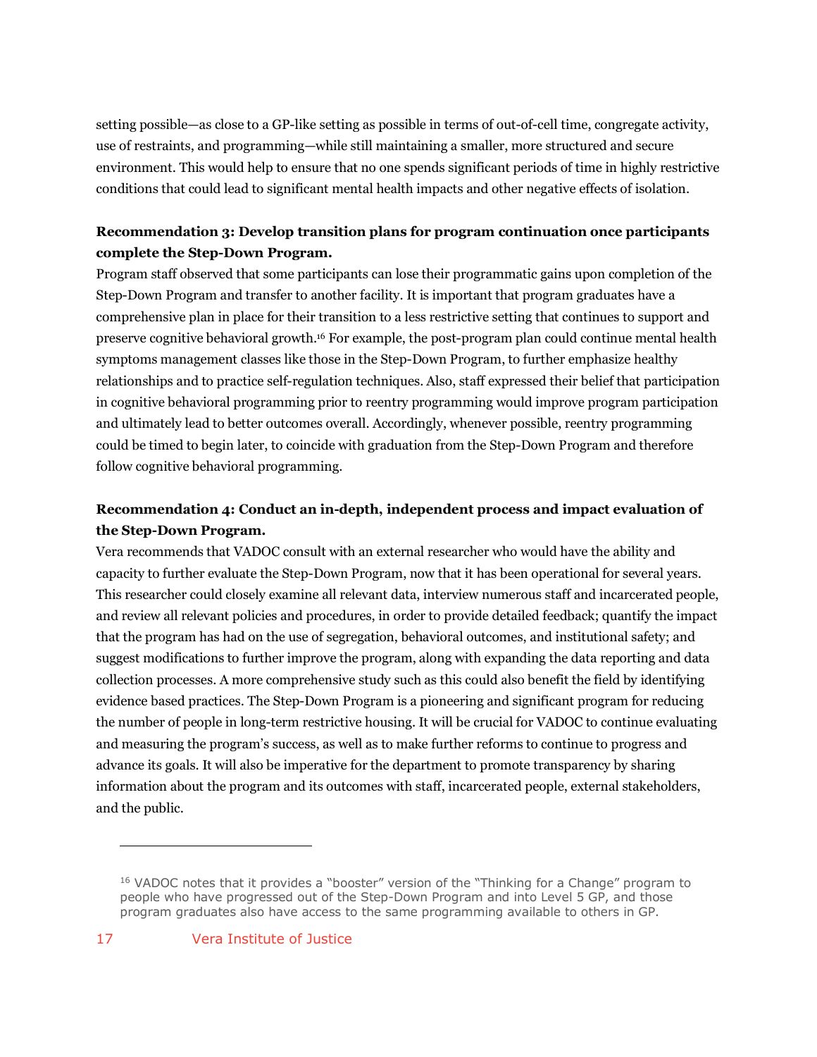setting possible—as close to a GP-like setting as possible in terms of out-of-cell time, congregate activity, use of restraints, and programming—while still maintaining a smaller, more structured and secure environment. This would help to ensure that no one spends significant periods of time in highly restrictive conditions that could lead to significant mental health impacts and other negative effects of isolation.

**Recommendation 3: Develop transition plans for program continuation once participants complete the Step-Down Program.**

Program staff observed that some participants can lose their programmatic gains upon completion of the Step-Down Program and transfer to another facility. It is important that program graduates have a comprehensive plan in place for their transition to a less restrictive setting that continues to support and preserve cognitive behavioral growth.[16] For example, the post-program plan could continue mental health symptoms management classes like those in the Step-Down Program, to further emphasize healthy relationships and to practice self-regulation techniques. Also, staff expressed their belief that participation in cognitive behavioral programming prior to reentry programming would improve program participation and ultimately lead to better outcomes overall. Accordingly, whenever possible, reentry programming could be timed to begin later, to coincide with graduation from the Step-Down Program and therefore follow cognitive behavioral programming.

**Recommendation 4: Conduct an in-depth, independent process and impact evaluation of the Step-Down Program.**

Vera recommends that VADOC consult with an external researcher who would have the ability and capacity to further evaluate the Step-Down Program, now that it has been operational for several years. This researcher could closely examine all relevant data, interview numerous staff and incarcerated people, and review all relevant policies and procedures, in order to provide detailed feedback; quantify the impact that the program has had on the use of segregation, behavioral outcomes, and institutional safety; and suggest modifications to further improve the program, along with expanding the data reporting and data collection processes. A more comprehensive study such as this could also benefit the field by identifying evidence based practices. The Step-Down Program is a pioneering and significant program for reducing the number of people in long-term restrictive housing. It will be crucial for VADOC to continue evaluating and measuring the program's success, as well as to make further reforms to continue to progress and advance its goals. It will also be imperative for the department to promote transparency by sharing information about the program and its outcomes with staff, incarcerated people, external stakeholders, and the public.

---

[16] VADOC notes that it provides a "booster" version of the "Thinking for a Change" program to people who have progressed out of the Step-Down Program and into Level 5 GP, and those program graduates also have access to the same programming available to others in GP.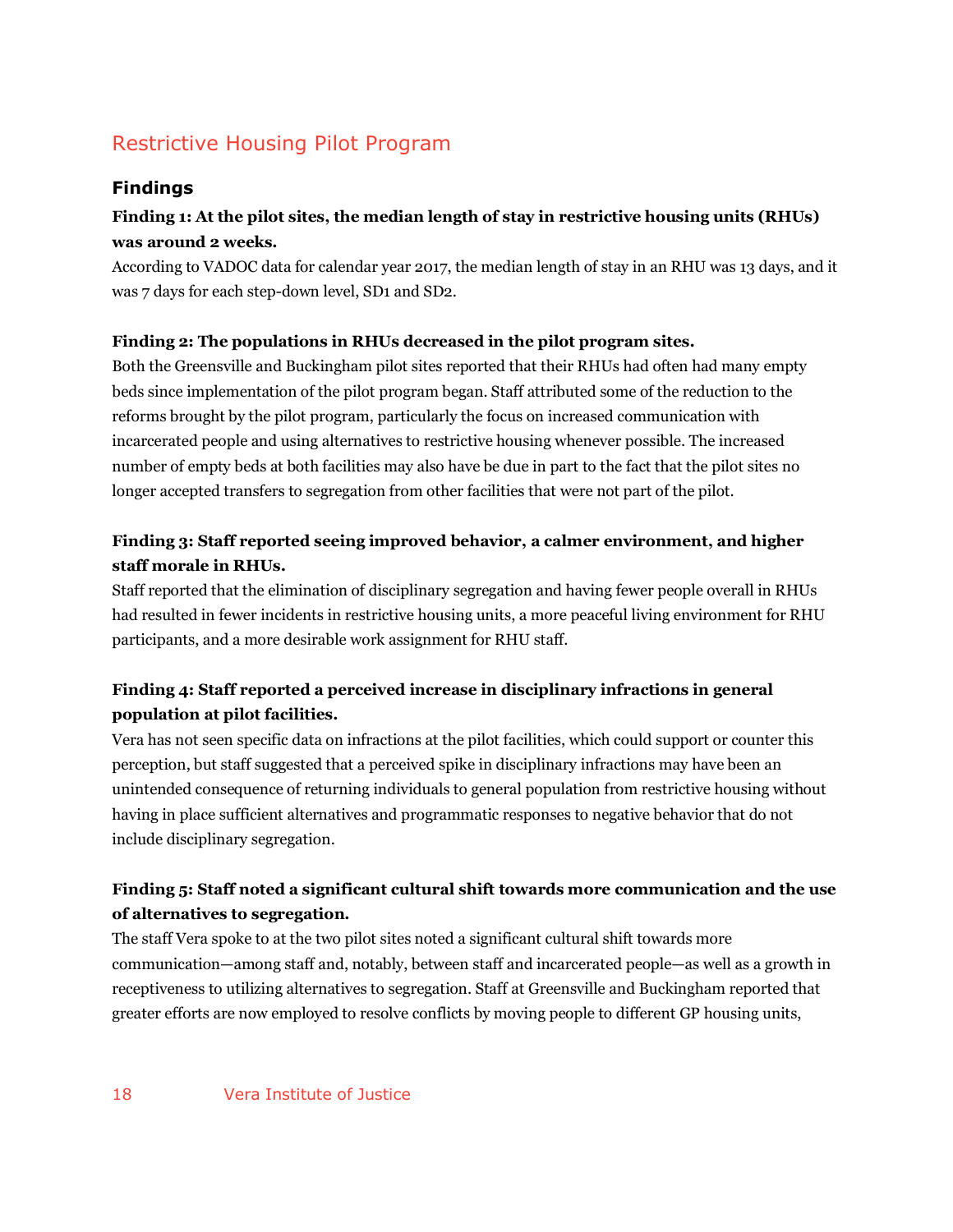## Restrictive Housing Pilot Program

### Findings

**Finding 1: At the pilot sites, the median length of stay in restrictive housing units (RHUs) was around 2 weeks.**

According to VADOC data for calendar year 2017, the median length of stay in an RHU was 13 days, and it was 7 days for each step-down level, SD1 and SD2.

**Finding 2: The populations in RHUs decreased in the pilot program sites.**

Both the Greensville and Buckingham pilot sites reported that their RHUs had often had many empty beds since implementation of the pilot program began. Staff attributed some of the reduction to the reforms brought by the pilot program, particularly the focus on increased communication with incarcerated people and using alternatives to restrictive housing whenever possible. The increased number of empty beds at both facilities may also have be due in part to the fact that the pilot sites no longer accepted transfers to segregation from other facilities that were not part of the pilot.

**Finding 3: Staff reported seeing improved behavior, a calmer environment, and higher staff morale in RHUs.**

Staff reported that the elimination of disciplinary segregation and having fewer people overall in RHUs had resulted in fewer incidents in restrictive housing units, a more peaceful living environment for RHU participants, and a more desirable work assignment for RHU staff.

**Finding 4: Staff reported a perceived increase in disciplinary infractions in general population at pilot facilities.**

Vera has not seen specific data on infractions at the pilot facilities, which could support or counter this perception, but staff suggested that a perceived spike in disciplinary infractions may have been an unintended consequence of returning individuals to general population from restrictive housing without having in place sufficient alternatives and programmatic responses to negative behavior that do not include disciplinary segregation.

**Finding 5: Staff noted a significant cultural shift towards more communication and the use of alternatives to segregation.**

The staff Vera spoke to at the two pilot sites noted a significant cultural shift towards more communication—among staff and, notably, between staff and incarcerated people—as well as a growth in receptiveness to utilizing alternatives to segregation. Staff at Greensville and Buckingham reported that greater efforts are now employed to resolve conflicts by moving people to different GP housing units,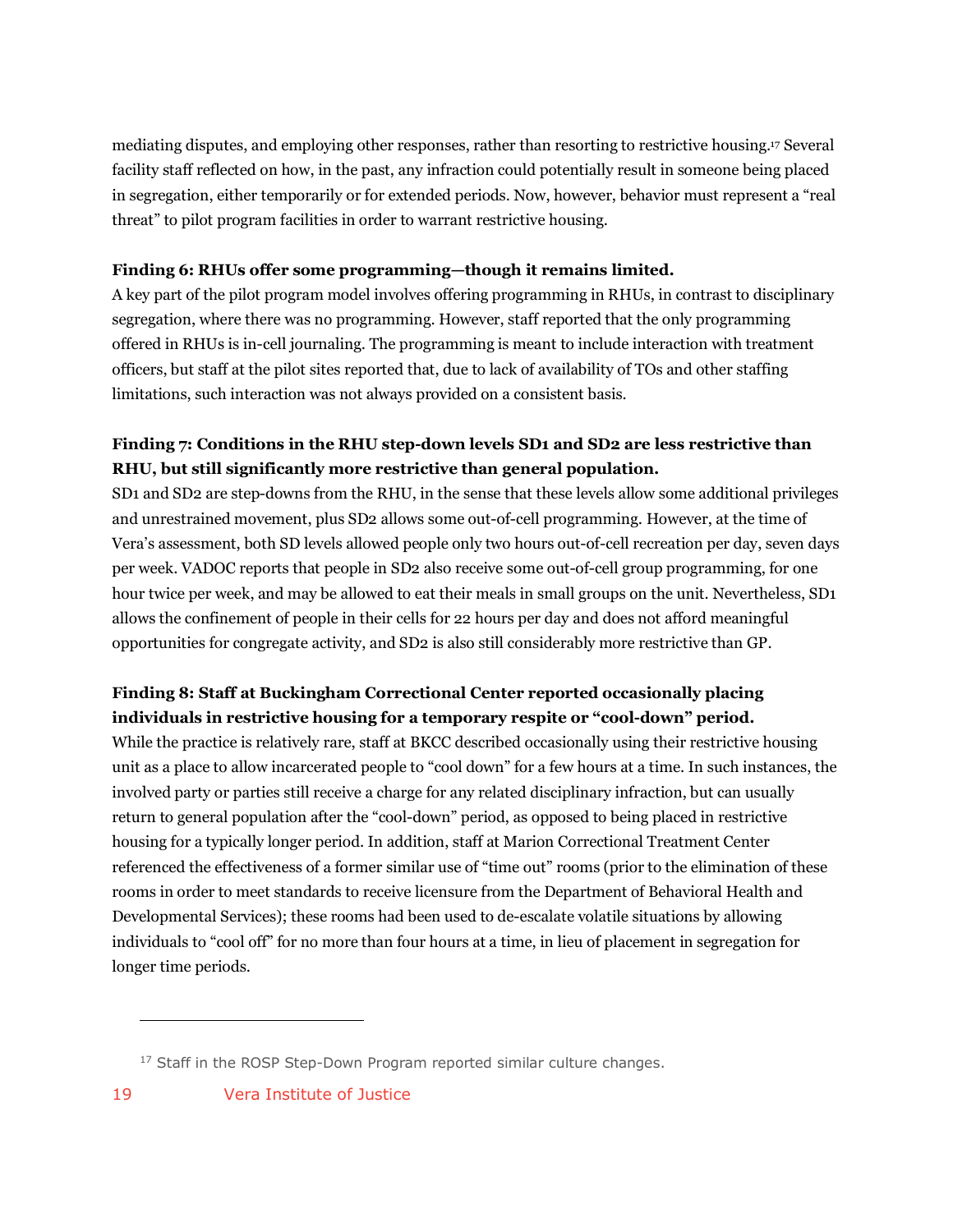mediating disputes, and employing other responses, rather than resorting to restrictive housing.[17] Several facility staff reflected on how, in the past, any infraction could potentially result in someone being placed in segregation, either temporarily or for extended periods. Now, however, behavior must represent a "real threat" to pilot program facilities in order to warrant restrictive housing.

**Finding 6: RHUs offer some programming—though it remains limited.**
A key part of the pilot program model involves offering programming in RHUs, in contrast to disciplinary segregation, where there was no programming. However, staff reported that the only programming offered in RHUs is in-cell journaling. The programming is meant to include interaction with treatment officers, but staff at the pilot sites reported that, due to lack of availability of TOs and other staffing limitations, such interaction was not always provided on a consistent basis.

**Finding 7: Conditions in the RHU step-down levels SD1 and SD2 are less restrictive than RHU, but still significantly more restrictive than general population.**
SD1 and SD2 are step-downs from the RHU, in the sense that these levels allow some additional privileges and unrestrained movement, plus SD2 allows some out-of-cell programming. However, at the time of Vera's assessment, both SD levels allowed people only two hours out-of-cell recreation per day, seven days per week. VADOC reports that people in SD2 also receive some out-of-cell group programming, for one hour twice per week, and may be allowed to eat their meals in small groups on the unit. Nevertheless, SD1 allows the confinement of people in their cells for 22 hours per day and does not afford meaningful opportunities for congregate activity, and SD2 is also still considerably more restrictive than GP.

**Finding 8: Staff at Buckingham Correctional Center reported occasionally placing individuals in restrictive housing for a temporary respite or "cool-down" period.**
While the practice is relatively rare, staff at BKCC described occasionally using their restrictive housing unit as a place to allow incarcerated people to "cool down" for a few hours at a time. In such instances, the involved party or parties still receive a charge for any related disciplinary infraction, but can usually return to general population after the "cool-down" period, as opposed to being placed in restrictive housing for a typically longer period. In addition, staff at Marion Correctional Treatment Center referenced the effectiveness of a former similar use of "time out" rooms (prior to the elimination of these rooms in order to meet standards to receive licensure from the Department of Behavioral Health and Developmental Services); these rooms had been used to de-escalate volatile situations by allowing individuals to "cool off" for no more than four hours at a time, in lieu of placement in segregation for longer time periods.

---

[17] Staff in the ROSP Step-Down Program reported similar culture changes.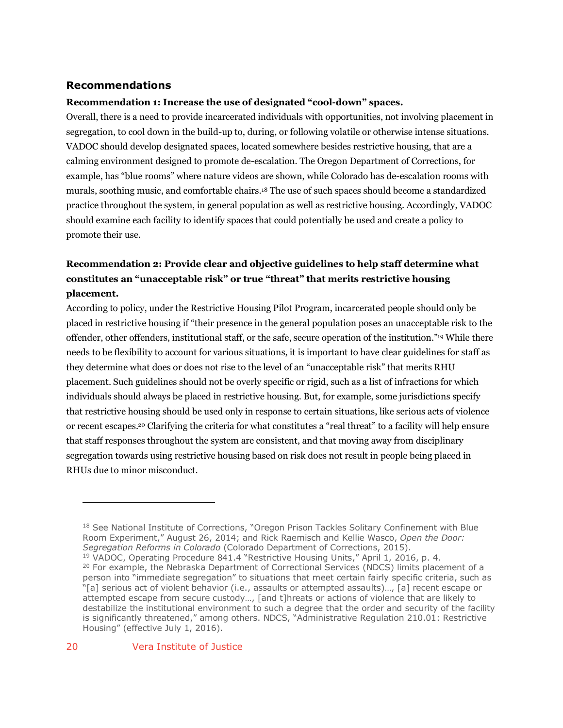## Recommendations

**Recommendation 1: Increase the use of designated "cool-down" spaces.**

Overall, there is a need to provide incarcerated individuals with opportunities, not involving placement in segregation, to cool down in the build-up to, during, or following volatile or otherwise intense situations. VADOC should develop designated spaces, located somewhere besides restrictive housing, that are a calming environment designed to promote de-escalation. The Oregon Department of Corrections, for example, has "blue rooms" where nature videos are shown, while Colorado has de-escalation rooms with murals, soothing music, and comfortable chairs.[18] The use of such spaces should become a standardized practice throughout the system, in general population as well as restrictive housing. Accordingly, VADOC should examine each facility to identify spaces that could potentially be used and create a policy to promote their use.

**Recommendation 2: Provide clear and objective guidelines to help staff determine what constitutes an "unacceptable risk" or true "threat" that merits restrictive housing placement.**

According to policy, under the Restrictive Housing Pilot Program, incarcerated people should only be placed in restrictive housing if "their presence in the general population poses an unacceptable risk to the offender, other offenders, institutional staff, or the safe, secure operation of the institution."[19] While there needs to be flexibility to account for various situations, it is important to have clear guidelines for staff as they determine what does or does not rise to the level of an "unacceptable risk" that merits RHU placement. Such guidelines should not be overly specific or rigid, such as a list of infractions for which individuals should always be placed in restrictive housing. But, for example, some jurisdictions specify that restrictive housing should be used only in response to certain situations, like serious acts of violence or recent escapes.[20] Clarifying the criteria for what constitutes a "real threat" to a facility will help ensure that staff responses throughout the system are consistent, and that moving away from disciplinary segregation towards using restrictive housing based on risk does not result in people being placed in RHUs due to minor misconduct.

---

[18] See National Institute of Corrections, "Oregon Prison Tackles Solitary Confinement with Blue Room Experiment," August 26, 2014; and Rick Raemisch and Kellie Wasco, *Open the Door: Segregation Reforms in Colorado* (Colorado Department of Corrections, 2015).

[19] VADOC, Operating Procedure 841.4 "Restrictive Housing Units," April 1, 2016, p. 4.

[20] For example, the Nebraska Department of Correctional Services (NDCS) limits placement of a person into "immediate segregation" to situations that meet certain fairly specific criteria, such as "[a] serious act of violent behavior (i.e., assaults or attempted assaults)…, [a] recent escape or attempted escape from secure custody…, [and t]hreats or actions of violence that are likely to destabilize the institutional environment to such a degree that the order and security of the facility is significantly threatened," among others. NDCS, "Administrative Regulation 210.01: Restrictive Housing" (effective July 1, 2016).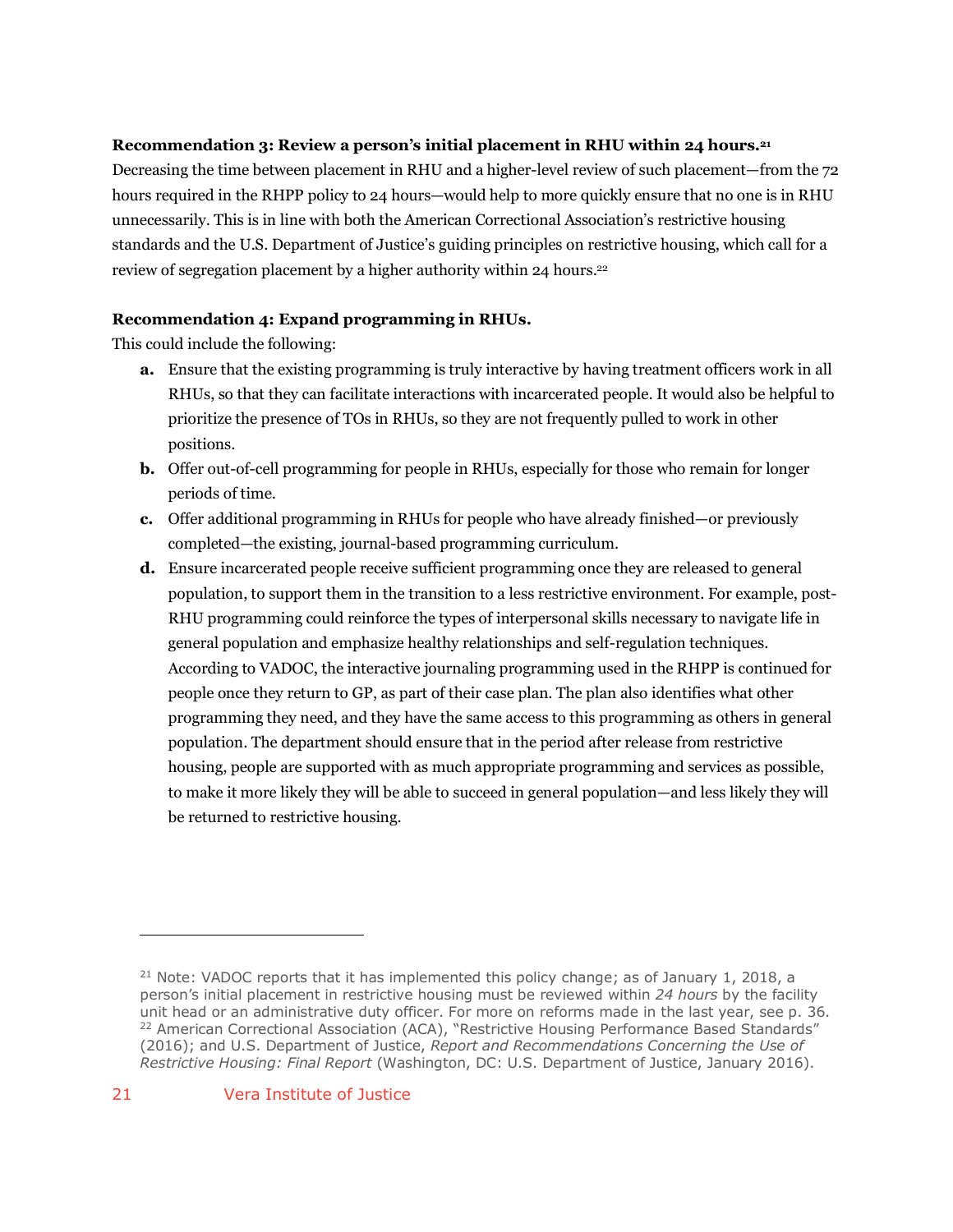**Recommendation 3: Review a person's initial placement in RHU within 24 hours.**[21]

Decreasing the time between placement in RHU and a higher-level review of such placement—from the 72 hours required in the RHPP policy to 24 hours—would help to more quickly ensure that no one is in RHU unnecessarily. This is in line with both the American Correctional Association's restrictive housing standards and the U.S. Department of Justice's guiding principles on restrictive housing, which call for a review of segregation placement by a higher authority within 24 hours.[22]

**Recommendation 4: Expand programming in RHUs.**

This could include the following:

- **a.** Ensure that the existing programming is truly interactive by having treatment officers work in all RHUs, so that they can facilitate interactions with incarcerated people. It would also be helpful to prioritize the presence of TOs in RHUs, so they are not frequently pulled to work in other positions.
- **b.** Offer out-of-cell programming for people in RHUs, especially for those who remain for longer periods of time.
- **c.** Offer additional programming in RHUs for people who have already finished—or previously completed—the existing, journal-based programming curriculum.
- **d.** Ensure incarcerated people receive sufficient programming once they are released to general population, to support them in the transition to a less restrictive environment. For example, post-RHU programming could reinforce the types of interpersonal skills necessary to navigate life in general population and emphasize healthy relationships and self-regulation techniques. According to VADOC, the interactive journaling programming used in the RHPP is continued for people once they return to GP, as part of their case plan. The plan also identifies what other programming they need, and they have the same access to this programming as others in general population. The department should ensure that in the period after release from restrictive housing, people are supported with as much appropriate programming and services as possible, to make it more likely they will be able to succeed in general population—and less likely they will be returned to restrictive housing.

---

[21] Note: VADOC reports that it has implemented this policy change; as of January 1, 2018, a person's initial placement in restrictive housing must be reviewed within *24 hours* by the facility unit head or an administrative duty officer. For more on reforms made in the last year, see p. 36.

[22] American Correctional Association (ACA), "Restrictive Housing Performance Based Standards" (2016); and U.S. Department of Justice, *Report and Recommendations Concerning the Use of Restrictive Housing: Final Report* (Washington, DC: U.S. Department of Justice, January 2016).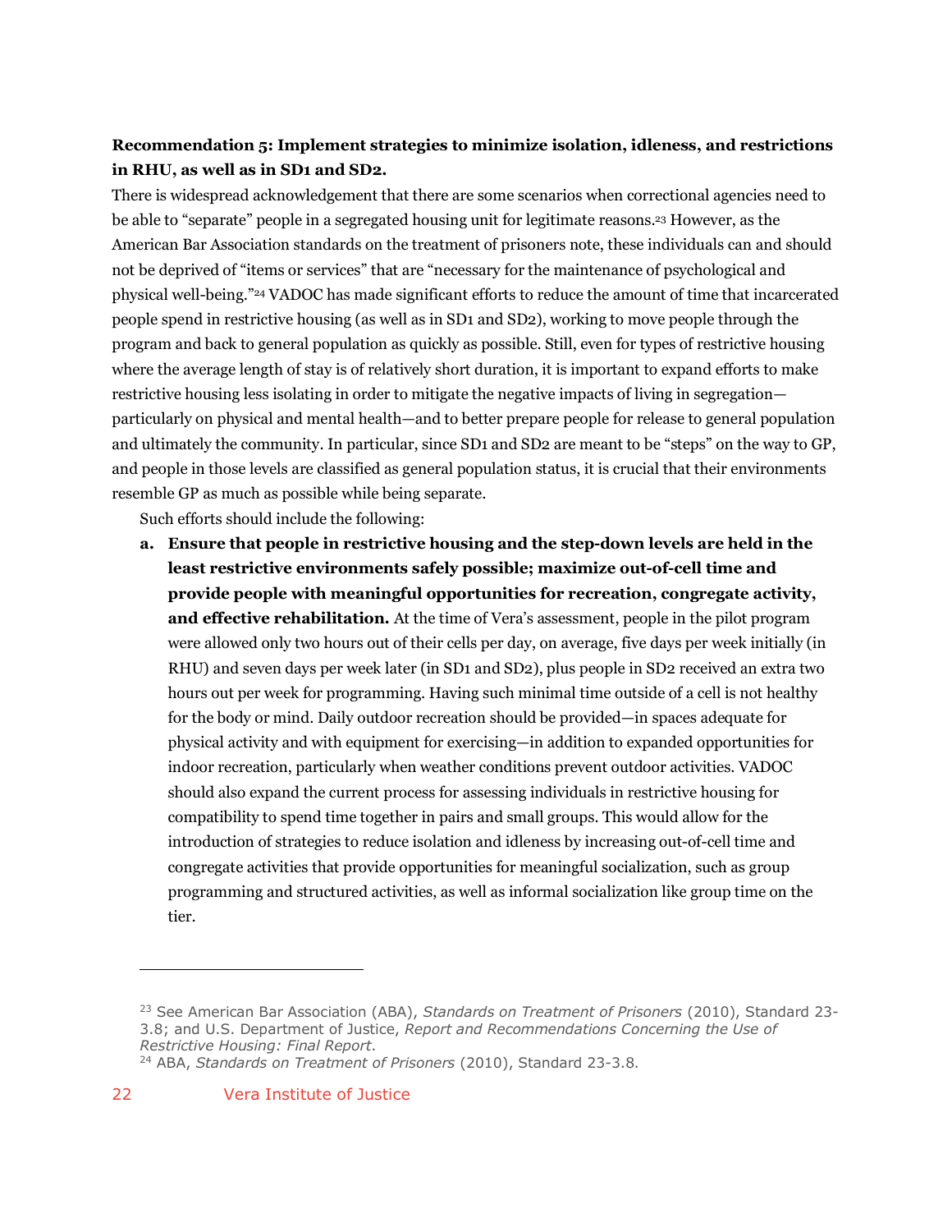**Recommendation 5: Implement strategies to minimize isolation, idleness, and restrictions in RHU, as well as in SD1 and SD2.**

There is widespread acknowledgement that there are some scenarios when correctional agencies need to be able to "separate" people in a segregated housing unit for legitimate reasons.[23] However, as the American Bar Association standards on the treatment of prisoners note, these individuals can and should not be deprived of "items or services" that are "necessary for the maintenance of psychological and physical well-being."[24] VADOC has made significant efforts to reduce the amount of time that incarcerated people spend in restrictive housing (as well as in SD1 and SD2), working to move people through the program and back to general population as quickly as possible. Still, even for types of restrictive housing where the average length of stay is of relatively short duration, it is important to expand efforts to make restrictive housing less isolating in order to mitigate the negative impacts of living in segregation—particularly on physical and mental health—and to better prepare people for release to general population and ultimately the community. In particular, since SD1 and SD2 are meant to be "steps" on the way to GP, and people in those levels are classified as general population status, it is crucial that their environments resemble GP as much as possible while being separate.

Such efforts should include the following:

a. **Ensure that people in restrictive housing and the step-down levels are held in the least restrictive environments safely possible; maximize out-of-cell time and provide people with meaningful opportunities for recreation, congregate activity, and effective rehabilitation.** At the time of Vera's assessment, people in the pilot program were allowed only two hours out of their cells per day, on average, five days per week initially (in RHU) and seven days per week later (in SD1 and SD2), plus people in SD2 received an extra two hours out per week for programming. Having such minimal time outside of a cell is not healthy for the body or mind. Daily outdoor recreation should be provided—in spaces adequate for physical activity and with equipment for exercising—in addition to expanded opportunities for indoor recreation, particularly when weather conditions prevent outdoor activities. VADOC should also expand the current process for assessing individuals in restrictive housing for compatibility to spend time together in pairs and small groups. This would allow for the introduction of strategies to reduce isolation and idleness by increasing out-of-cell time and congregate activities that provide opportunities for meaningful socialization, such as group programming and structured activities, as well as informal socialization like group time on the tier.

---

[23] See American Bar Association (ABA), *Standards on Treatment of Prisoners* (2010), Standard 23-3.8; and U.S. Department of Justice, *Report and Recommendations Concerning the Use of Restrictive Housing: Final Report*.

[24] ABA, *Standards on Treatment of Prisoners* (2010), Standard 23-3.8.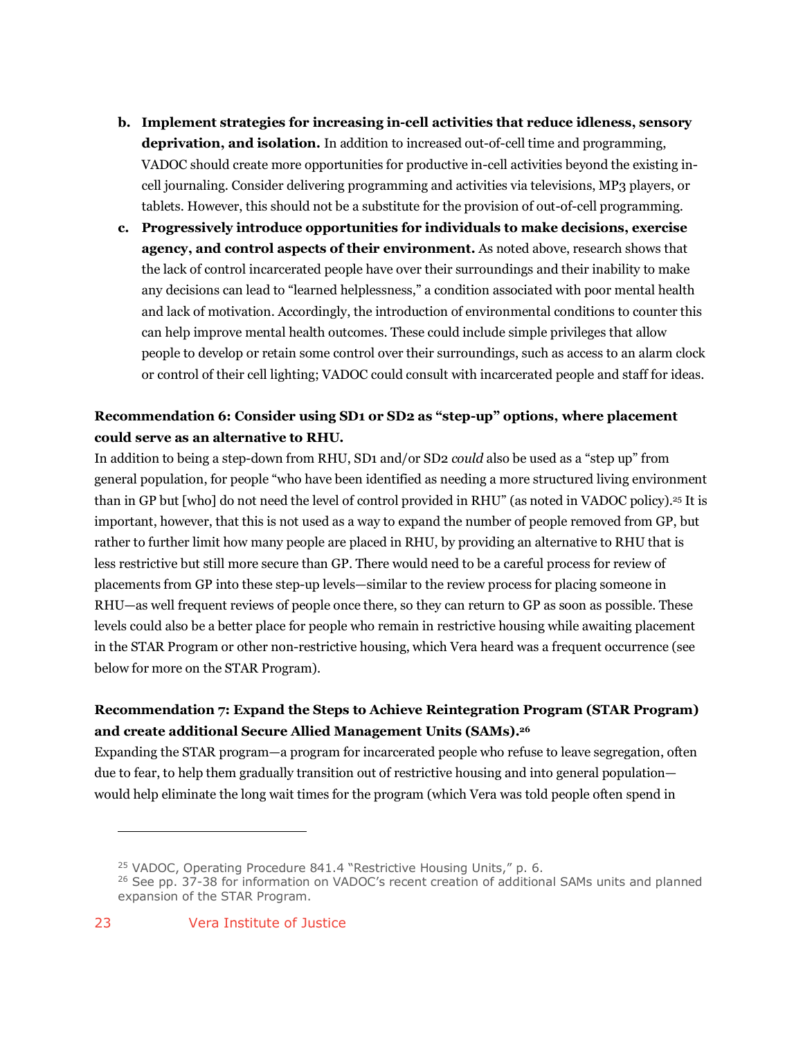b. **Implement strategies for increasing in-cell activities that reduce idleness, sensory deprivation, and isolation.** In addition to increased out-of-cell time and programming, VADOC should create more opportunities for productive in-cell activities beyond the existing in-cell journaling. Consider delivering programming and activities via televisions, MP3 players, or tablets. However, this should not be a substitute for the provision of out-of-cell programming.

c. **Progressively introduce opportunities for individuals to make decisions, exercise agency, and control aspects of their environment.** As noted above, research shows that the lack of control incarcerated people have over their surroundings and their inability to make any decisions can lead to "learned helplessness," a condition associated with poor mental health and lack of motivation. Accordingly, the introduction of environmental conditions to counter this can help improve mental health outcomes. These could include simple privileges that allow people to develop or retain some control over their surroundings, such as access to an alarm clock or control of their cell lighting; VADOC could consult with incarcerated people and staff for ideas.

**Recommendation 6: Consider using SD1 or SD2 as "step-up" options, where placement could serve as an alternative to RHU.**

In addition to being a step-down from RHU, SD1 and/or SD2 *could* also be used as a "step up" from general population, for people "who have been identified as needing a more structured living environment than in GP but [who] do not need the level of control provided in RHU" (as noted in VADOC policy).[25] It is important, however, that this is not used as a way to expand the number of people removed from GP, but rather to further limit how many people are placed in RHU, by providing an alternative to RHU that is less restrictive but still more secure than GP. There would need to be a careful process for review of placements from GP into these step-up levels—similar to the review process for placing someone in RHU—as well frequent reviews of people once there, so they can return to GP as soon as possible. These levels could also be a better place for people who remain in restrictive housing while awaiting placement in the STAR Program or other non-restrictive housing, which Vera heard was a frequent occurrence (see below for more on the STAR Program).

**Recommendation 7: Expand the Steps to Achieve Reintegration Program (STAR Program) and create additional Secure Allied Management Units (SAMs).[26]**

Expanding the STAR program—a program for incarcerated people who refuse to leave segregation, often due to fear, to help them gradually transition out of restrictive housing and into general population—would help eliminate the long wait times for the program (which Vera was told people often spend in

---

[25] VADOC, Operating Procedure 841.4 "Restrictive Housing Units," p. 6.

[26] See pp. 37-38 for information on VADOC's recent creation of additional SAMs units and planned expansion of the STAR Program.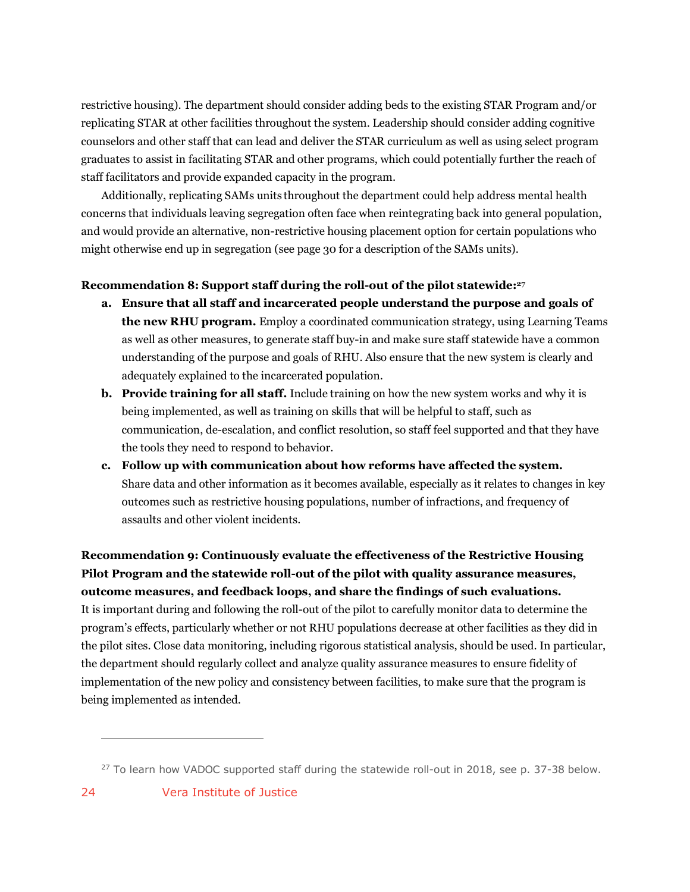restrictive housing). The department should consider adding beds to the existing STAR Program and/or replicating STAR at other facilities throughout the system. Leadership should consider adding cognitive counselors and other staff that can lead and deliver the STAR curriculum as well as using select program graduates to assist in facilitating STAR and other programs, which could potentially further the reach of staff facilitators and provide expanded capacity in the program.

Additionally, replicating SAMs units throughout the department could help address mental health concerns that individuals leaving segregation often face when reintegrating back into general population, and would provide an alternative, non-restrictive housing placement option for certain populations who might otherwise end up in segregation (see page 30 for a description of the SAMs units).

**Recommendation 8: Support staff during the roll-out of the pilot statewide:**[27]

a. **Ensure that all staff and incarcerated people understand the purpose and goals of the new RHU program.** Employ a coordinated communication strategy, using Learning Teams as well as other measures, to generate staff buy-in and make sure staff statewide have a common understanding of the purpose and goals of RHU. Also ensure that the new system is clearly and adequately explained to the incarcerated population.
b. **Provide training for all staff.** Include training on how the new system works and why it is being implemented, as well as training on skills that will be helpful to staff, such as communication, de-escalation, and conflict resolution, so staff feel supported and that they have the tools they need to respond to behavior.
c. **Follow up with communication about how reforms have affected the system.** Share data and other information as it becomes available, especially as it relates to changes in key outcomes such as restrictive housing populations, number of infractions, and frequency of assaults and other violent incidents.

**Recommendation 9: Continuously evaluate the effectiveness of the Restrictive Housing Pilot Program and the statewide roll-out of the pilot with quality assurance measures, outcome measures, and feedback loops, and share the findings of such evaluations.**
It is important during and following the roll-out of the pilot to carefully monitor data to determine the program's effects, particularly whether or not RHU populations decrease at other facilities as they did in the pilot sites. Close data monitoring, including rigorous statistical analysis, should be used. In particular, the department should regularly collect and analyze quality assurance measures to ensure fidelity of implementation of the new policy and consistency between facilities, to make sure that the program is being implemented as intended.

---

[27] To learn how VADOC supported staff during the statewide roll-out in 2018, see p. 37-38 below.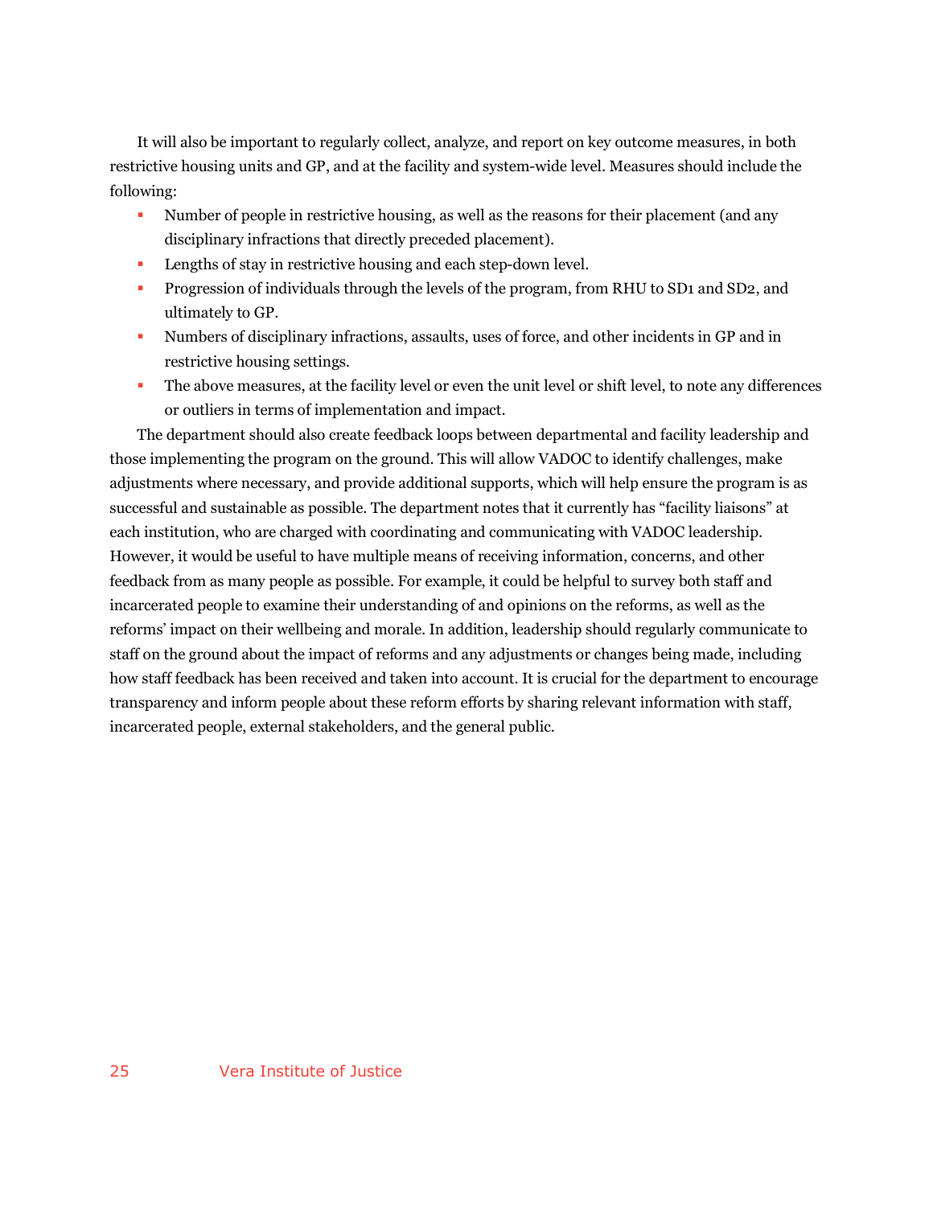It will also be important to regularly collect, analyze, and report on key outcome measures, in both restrictive housing units and GP, and at the facility and system-wide level. Measures should include the following:

- Number of people in restrictive housing, as well as the reasons for their placement (and any disciplinary infractions that directly preceded placement).
- Lengths of stay in restrictive housing and each step-down level.
- Progression of individuals through the levels of the program, from RHU to SD1 and SD2, and ultimately to GP.
- Numbers of disciplinary infractions, assaults, uses of force, and other incidents in GP and in restrictive housing settings.
- The above measures, at the facility level or even the unit level or shift level, to note any differences or outliers in terms of implementation and impact.

The department should also create feedback loops between departmental and facility leadership and those implementing the program on the ground. This will allow VADOC to identify challenges, make adjustments where necessary, and provide additional supports, which will help ensure the program is as successful and sustainable as possible. The department notes that it currently has "facility liaisons" at each institution, who are charged with coordinating and communicating with VADOC leadership. However, it would be useful to have multiple means of receiving information, concerns, and other feedback from as many people as possible. For example, it could be helpful to survey both staff and incarcerated people to examine their understanding of and opinions on the reforms, as well as the reforms' impact on their wellbeing and morale. In addition, leadership should regularly communicate to staff on the ground about the impact of reforms and any adjustments or changes being made, including how staff feedback has been received and taken into account. It is crucial for the department to encourage transparency and inform people about these reform efforts by sharing relevant information with staff, incarcerated people, external stakeholders, and the general public.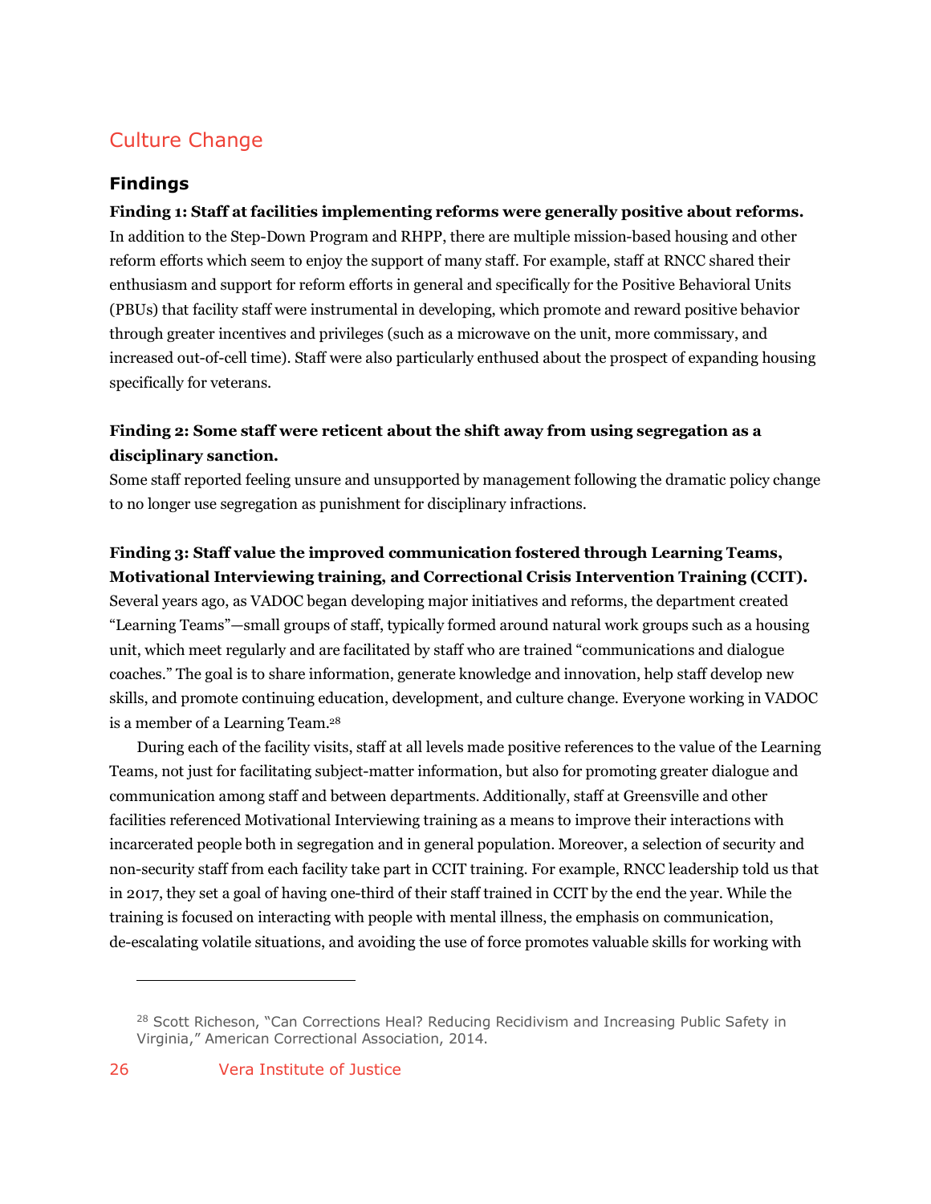## Culture Change

### Findings

**Finding 1: Staff at facilities implementing reforms were generally positive about reforms.**
In addition to the Step-Down Program and RHPP, there are multiple mission-based housing and other reform efforts which seem to enjoy the support of many staff. For example, staff at RNCC shared their enthusiasm and support for reform efforts in general and specifically for the Positive Behavioral Units (PBUs) that facility staff were instrumental in developing, which promote and reward positive behavior through greater incentives and privileges (such as a microwave on the unit, more commissary, and increased out-of-cell time). Staff were also particularly enthused about the prospect of expanding housing specifically for veterans.

**Finding 2: Some staff were reticent about the shift away from using segregation as a disciplinary sanction.**
Some staff reported feeling unsure and unsupported by management following the dramatic policy change to no longer use segregation as punishment for disciplinary infractions.

**Finding 3: Staff value the improved communication fostered through Learning Teams, Motivational Interviewing training, and Correctional Crisis Intervention Training (CCIT).**
Several years ago, as VADOC began developing major initiatives and reforms, the department created "Learning Teams"—small groups of staff, typically formed around natural work groups such as a housing unit, which meet regularly and are facilitated by staff who are trained "communications and dialogue coaches." The goal is to share information, generate knowledge and innovation, help staff develop new skills, and promote continuing education, development, and culture change. Everyone working in VADOC is a member of a Learning Team.[28]

During each of the facility visits, staff at all levels made positive references to the value of the Learning Teams, not just for facilitating subject-matter information, but also for promoting greater dialogue and communication among staff and between departments. Additionally, staff at Greensville and other facilities referenced Motivational Interviewing training as a means to improve their interactions with incarcerated people both in segregation and in general population. Moreover, a selection of security and non-security staff from each facility take part in CCIT training. For example, RNCC leadership told us that in 2017, they set a goal of having one-third of their staff trained in CCIT by the end the year. While the training is focused on interacting with people with mental illness, the emphasis on communication, de-escalating volatile situations, and avoiding the use of force promotes valuable skills for working with

---

[28] Scott Richeson, "Can Corrections Heal? Reducing Recidivism and Increasing Public Safety in Virginia," American Correctional Association, 2014.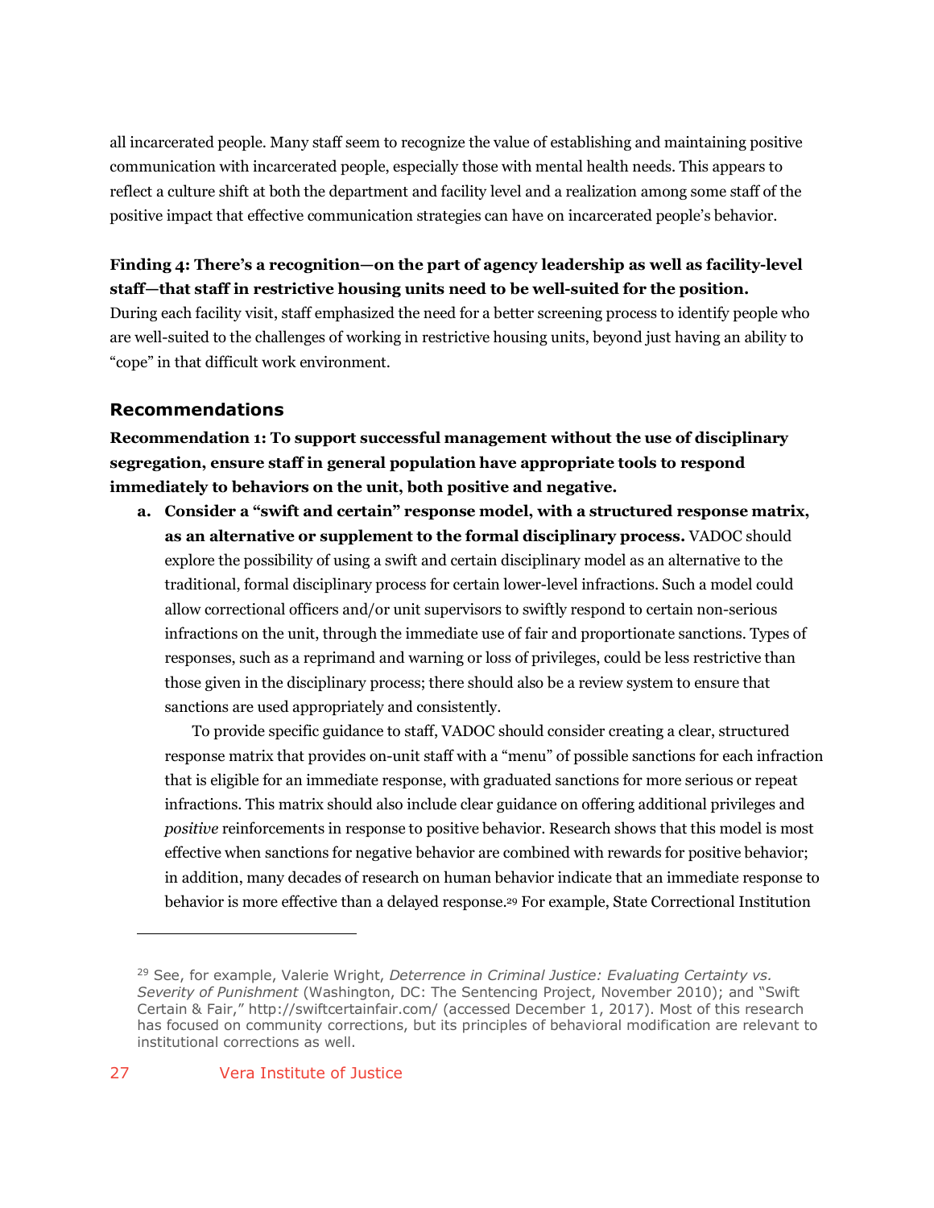all incarcerated people. Many staff seem to recognize the value of establishing and maintaining positive communication with incarcerated people, especially those with mental health needs. This appears to reflect a culture shift at both the department and facility level and a realization among some staff of the positive impact that effective communication strategies can have on incarcerated people's behavior.

**Finding 4: There's a recognition—on the part of agency leadership as well as facility-level staff—that staff in restrictive housing units need to be well-suited for the position.** During each facility visit, staff emphasized the need for a better screening process to identify people who are well-suited to the challenges of working in restrictive housing units, beyond just having an ability to "cope" in that difficult work environment.

## Recommendations

**Recommendation 1: To support successful management without the use of disciplinary segregation, ensure staff in general population have appropriate tools to respond immediately to behaviors on the unit, both positive and negative.**

a. **Consider a "swift and certain" response model, with a structured response matrix, as an alternative or supplement to the formal disciplinary process.** VADOC should explore the possibility of using a swift and certain disciplinary model as an alternative to the traditional, formal disciplinary process for certain lower-level infractions. Such a model could allow correctional officers and/or unit supervisors to swiftly respond to certain non-serious infractions on the unit, through the immediate use of fair and proportionate sanctions. Types of responses, such as a reprimand and warning or loss of privileges, could be less restrictive than those given in the disciplinary process; there should also be a review system to ensure that sanctions are used appropriately and consistently.

   To provide specific guidance to staff, VADOC should consider creating a clear, structured response matrix that provides on-unit staff with a "menu" of possible sanctions for each infraction that is eligible for an immediate response, with graduated sanctions for more serious or repeat infractions. This matrix should also include clear guidance on offering additional privileges and *positive* reinforcements in response to positive behavior. Research shows that this model is most effective when sanctions for negative behavior are combined with rewards for positive behavior; in addition, many decades of research on human behavior indicate that an immediate response to behavior is more effective than a delayed response.[29] For example, State Correctional Institution

---

[29] See, for example, Valerie Wright, *Deterrence in Criminal Justice: Evaluating Certainty vs. Severity of Punishment* (Washington, DC: The Sentencing Project, November 2010); and "Swift Certain & Fair," http://swiftcertainfair.com/ (accessed December 1, 2017). Most of this research has focused on community corrections, but its principles of behavioral modification are relevant to institutional corrections as well.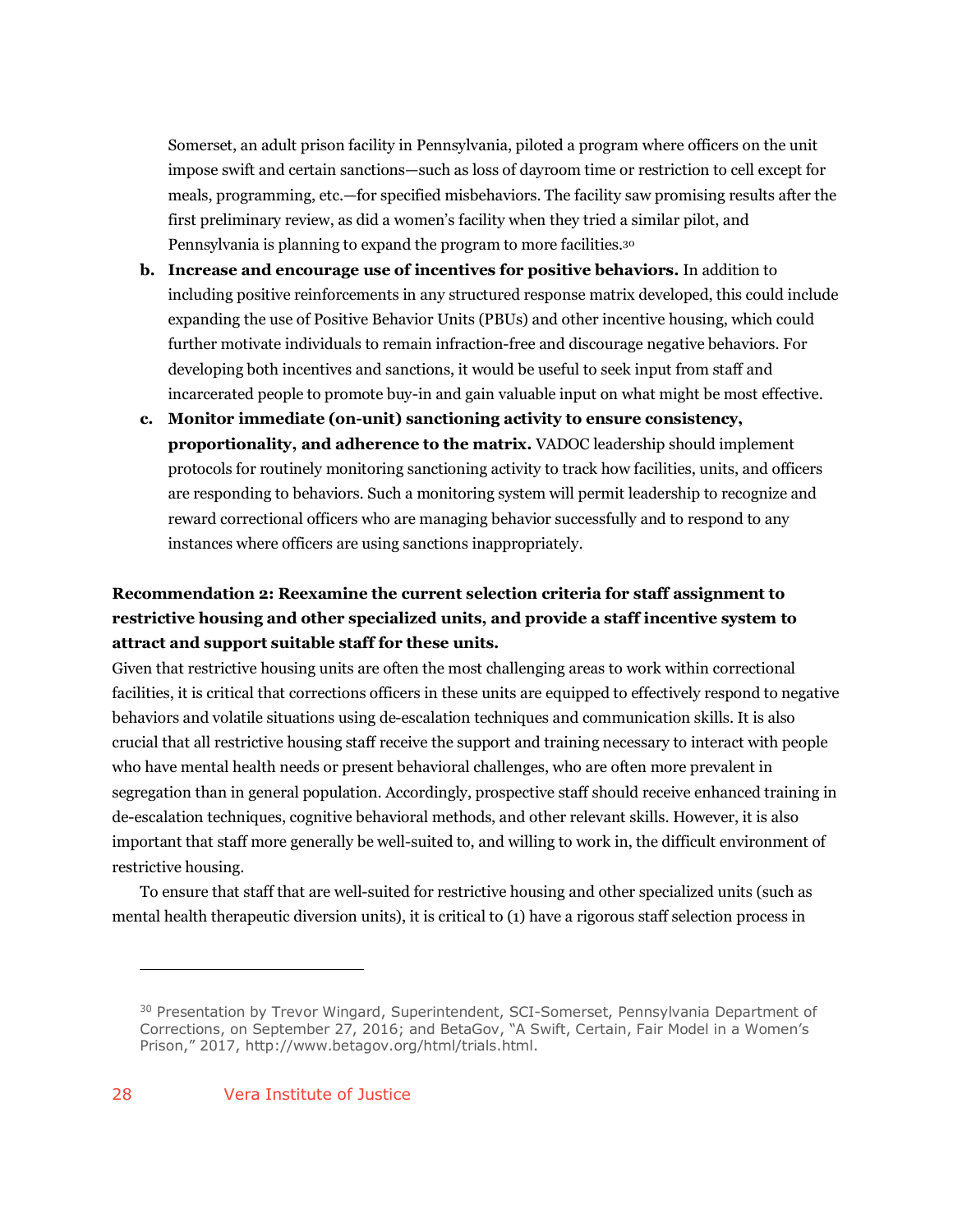Somerset, an adult prison facility in Pennsylvania, piloted a program where officers on the unit impose swift and certain sanctions—such as loss of dayroom time or restriction to cell except for meals, programming, etc.—for specified misbehaviors. The facility saw promising results after the first preliminary review, as did a women's facility when they tried a similar pilot, and Pennsylvania is planning to expand the program to more facilities.[30]

b. **Increase and encourage use of incentives for positive behaviors.** In addition to including positive reinforcements in any structured response matrix developed, this could include expanding the use of Positive Behavior Units (PBUs) and other incentive housing, which could further motivate individuals to remain infraction-free and discourage negative behaviors. For developing both incentives and sanctions, it would be useful to seek input from staff and incarcerated people to promote buy-in and gain valuable input on what might be most effective.

c. **Monitor immediate (on-unit) sanctioning activity to ensure consistency, proportionality, and adherence to the matrix.** VADOC leadership should implement protocols for routinely monitoring sanctioning activity to track how facilities, units, and officers are responding to behaviors. Such a monitoring system will permit leadership to recognize and reward correctional officers who are managing behavior successfully and to respond to any instances where officers are using sanctions inappropriately.

**Recommendation 2: Reexamine the current selection criteria for staff assignment to restrictive housing and other specialized units, and provide a staff incentive system to attract and support suitable staff for these units.**

Given that restrictive housing units are often the most challenging areas to work within correctional facilities, it is critical that corrections officers in these units are equipped to effectively respond to negative behaviors and volatile situations using de-escalation techniques and communication skills. It is also crucial that all restrictive housing staff receive the support and training necessary to interact with people who have mental health needs or present behavioral challenges, who are often more prevalent in segregation than in general population. Accordingly, prospective staff should receive enhanced training in de-escalation techniques, cognitive behavioral methods, and other relevant skills. However, it is also important that staff more generally be well-suited to, and willing to work in, the difficult environment of restrictive housing.

To ensure that staff that are well-suited for restrictive housing and other specialized units (such as mental health therapeutic diversion units), it is critical to (1) have a rigorous staff selection process in

---

[30] Presentation by Trevor Wingard, Superintendent, SCI-Somerset, Pennsylvania Department of Corrections, on September 27, 2016; and BetaGov, "A Swift, Certain, Fair Model in a Women's Prison," 2017, http://www.betagov.org/html/trials.html.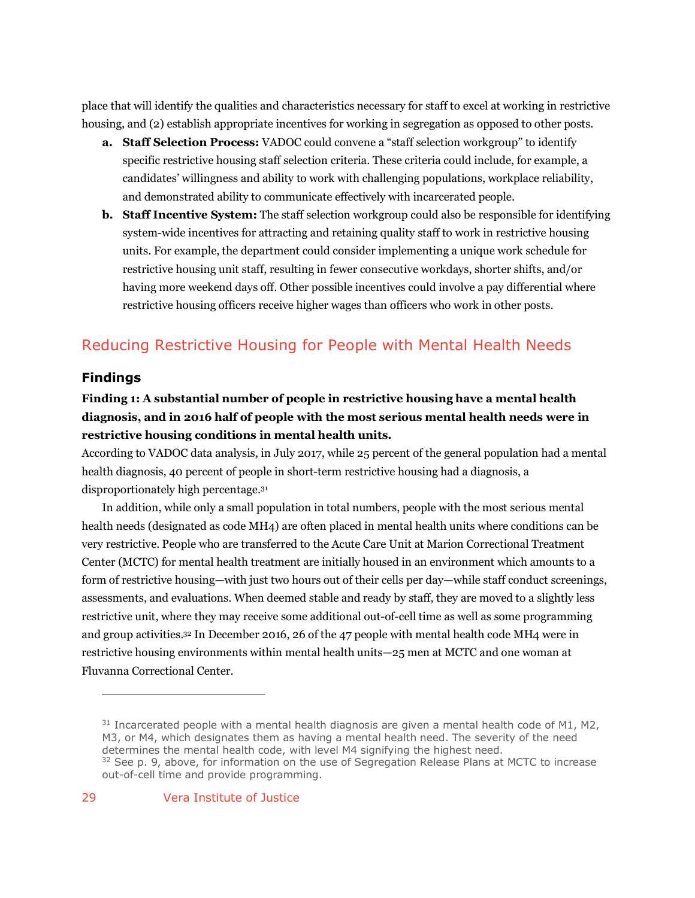place that will identify the qualities and characteristics necessary for staff to excel at working in restrictive housing, and (2) establish appropriate incentives for working in segregation as opposed to other posts.

a. **Staff Selection Process:** VADOC could convene a "staff selection workgroup" to identify specific restrictive housing staff selection criteria. These criteria could include, for example, a candidates' willingness and ability to work with challenging populations, workplace reliability, and demonstrated ability to communicate effectively with incarcerated people.
b. **Staff Incentive System:** The staff selection workgroup could also be responsible for identifying system-wide incentives for attracting and retaining quality staff to work in restrictive housing units. For example, the department could consider implementing a unique work schedule for restrictive housing unit staff, resulting in fewer consecutive workdays, shorter shifts, and/or having more weekend days off. Other possible incentives could involve a pay differential where restrictive housing officers receive higher wages than officers who work in other posts.

## Reducing Restrictive Housing for People with Mental Health Needs

### Findings

**Finding 1: A substantial number of people in restrictive housing have a mental health diagnosis, and in 2016 half of people with the most serious mental health needs were in restrictive housing conditions in mental health units.**

According to VADOC data analysis, in July 2017, while 25 percent of the general population had a mental health diagnosis, 40 percent of people in short-term restrictive housing had a diagnosis, a disproportionately high percentage.[31]

In addition, while only a small population in total numbers, people with the most serious mental health needs (designated as code MH4) are often placed in mental health units where conditions can be very restrictive. People who are transferred to the Acute Care Unit at Marion Correctional Treatment Center (MCTC) for mental health treatment are initially housed in an environment which amounts to a form of restrictive housing—with just two hours out of their cells per day—while staff conduct screenings, assessments, and evaluations. When deemed stable and ready by staff, they are moved to a slightly less restrictive unit, where they may receive some additional out-of-cell time as well as some programming and group activities.[32] In December 2016, 26 of the 47 people with mental health code MH4 were in restrictive housing environments within mental health units—25 men at MCTC and one woman at Fluvanna Correctional Center.

---

[31] Incarcerated people with a mental health diagnosis are given a mental health code of M1, M2, M3, or M4, which designates them as having a mental health need. The severity of the need determines the mental health code, with level M4 signifying the highest need.

[32] See p. 9, above, for information on the use of Segregation Release Plans at MCTC to increase out-of-cell time and provide programming.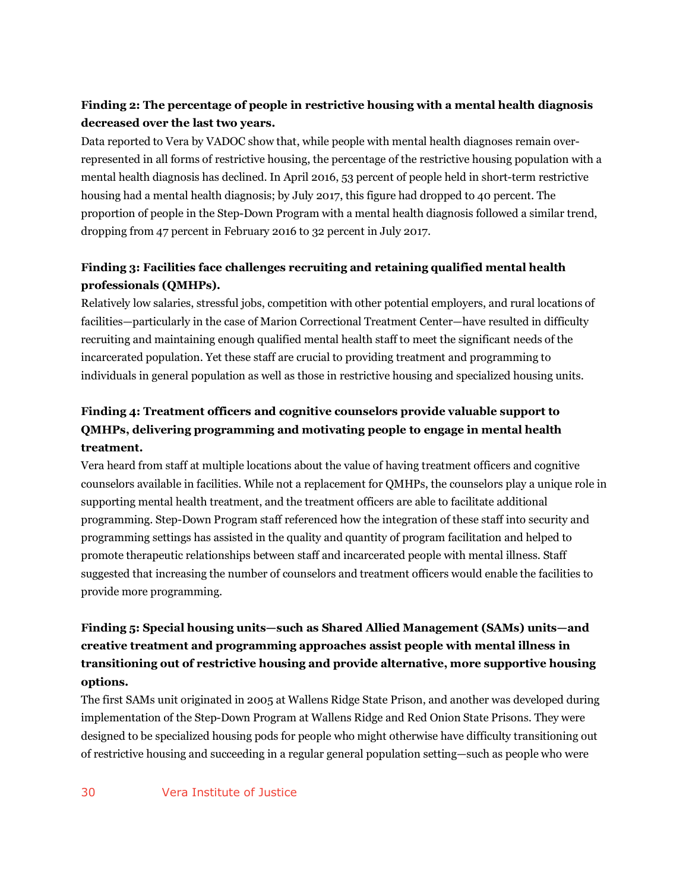**Finding 2: The percentage of people in restrictive housing with a mental health diagnosis decreased over the last two years.**

Data reported to Vera by VADOC show that, while people with mental health diagnoses remain over-represented in all forms of restrictive housing, the percentage of the restrictive housing population with a mental health diagnosis has declined. In April 2016, 53 percent of people held in short-term restrictive housing had a mental health diagnosis; by July 2017, this figure had dropped to 40 percent. The proportion of people in the Step-Down Program with a mental health diagnosis followed a similar trend, dropping from 47 percent in February 2016 to 32 percent in July 2017.

**Finding 3: Facilities face challenges recruiting and retaining qualified mental health professionals (QMHPs).**

Relatively low salaries, stressful jobs, competition with other potential employers, and rural locations of facilities—particularly in the case of Marion Correctional Treatment Center—have resulted in difficulty recruiting and maintaining enough qualified mental health staff to meet the significant needs of the incarcerated population. Yet these staff are crucial to providing treatment and programming to individuals in general population as well as those in restrictive housing and specialized housing units.

**Finding 4: Treatment officers and cognitive counselors provide valuable support to QMHPs, delivering programming and motivating people to engage in mental health treatment.**

Vera heard from staff at multiple locations about the value of having treatment officers and cognitive counselors available in facilities. While not a replacement for QMHPs, the counselors play a unique role in supporting mental health treatment, and the treatment officers are able to facilitate additional programming. Step-Down Program staff referenced how the integration of these staff into security and programming settings has assisted in the quality and quantity of program facilitation and helped to promote therapeutic relationships between staff and incarcerated people with mental illness. Staff suggested that increasing the number of counselors and treatment officers would enable the facilities to provide more programming.

**Finding 5: Special housing units—such as Shared Allied Management (SAMs) units—and creative treatment and programming approaches assist people with mental illness in transitioning out of restrictive housing and provide alternative, more supportive housing options.**

The first SAMs unit originated in 2005 at Wallens Ridge State Prison, and another was developed during implementation of the Step-Down Program at Wallens Ridge and Red Onion State Prisons. They were designed to be specialized housing pods for people who might otherwise have difficulty transitioning out of restrictive housing and succeeding in a regular general population setting—such as people who were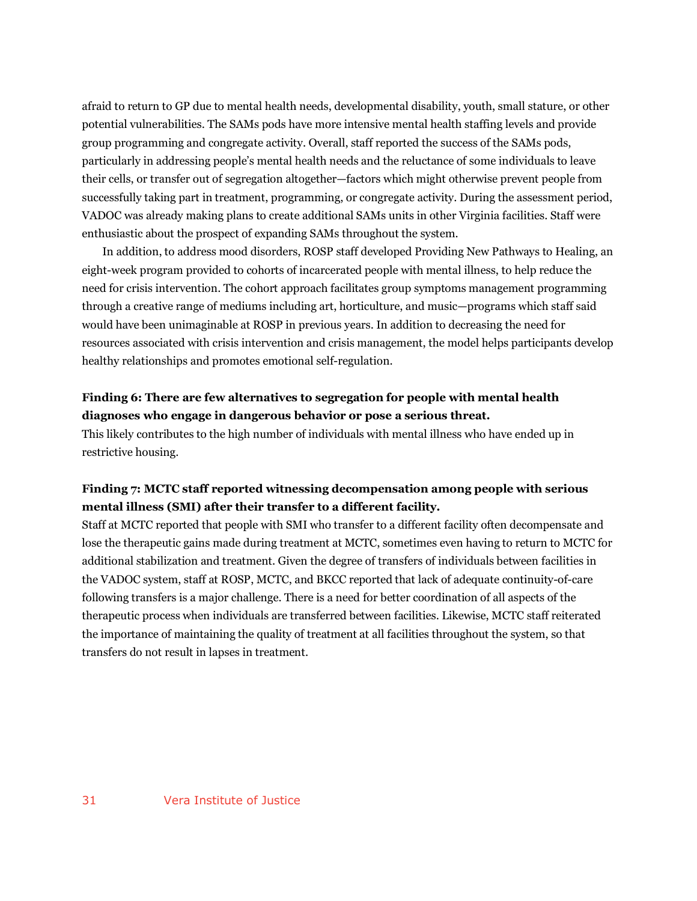afraid to return to GP due to mental health needs, developmental disability, youth, small stature, or other potential vulnerabilities. The SAMs pods have more intensive mental health staffing levels and provide group programming and congregate activity. Overall, staff reported the success of the SAMs pods, particularly in addressing people's mental health needs and the reluctance of some individuals to leave their cells, or transfer out of segregation altogether—factors which might otherwise prevent people from successfully taking part in treatment, programming, or congregate activity. During the assessment period, VADOC was already making plans to create additional SAMs units in other Virginia facilities. Staff were enthusiastic about the prospect of expanding SAMs throughout the system.

In addition, to address mood disorders, ROSP staff developed Providing New Pathways to Healing, an eight-week program provided to cohorts of incarcerated people with mental illness, to help reduce the need for crisis intervention. The cohort approach facilitates group symptoms management programming through a creative range of mediums including art, horticulture, and music—programs which staff said would have been unimaginable at ROSP in previous years. In addition to decreasing the need for resources associated with crisis intervention and crisis management, the model helps participants develop healthy relationships and promotes emotional self-regulation.

**Finding 6: There are few alternatives to segregation for people with mental health diagnoses who engage in dangerous behavior or pose a serious threat.**

This likely contributes to the high number of individuals with mental illness who have ended up in restrictive housing.

**Finding 7: MCTC staff reported witnessing decompensation among people with serious mental illness (SMI) after their transfer to a different facility.**

Staff at MCTC reported that people with SMI who transfer to a different facility often decompensate and lose the therapeutic gains made during treatment at MCTC, sometimes even having to return to MCTC for additional stabilization and treatment. Given the degree of transfers of individuals between facilities in the VADOC system, staff at ROSP, MCTC, and BKCC reported that lack of adequate continuity-of-care following transfers is a major challenge. There is a need for better coordination of all aspects of the therapeutic process when individuals are transferred between facilities. Likewise, MCTC staff reiterated the importance of maintaining the quality of treatment at all facilities throughout the system, so that transfers do not result in lapses in treatment.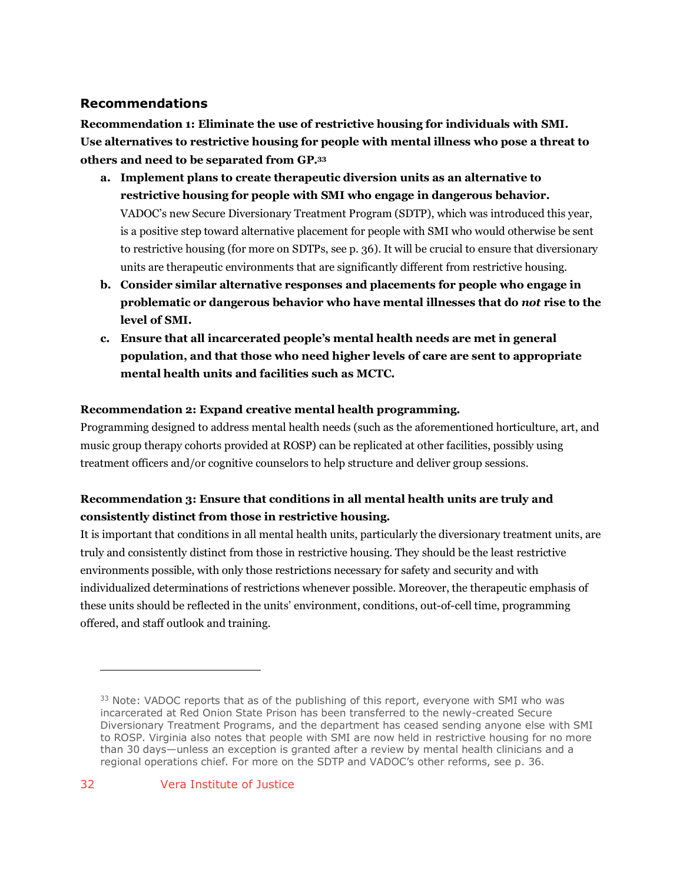### Recommendations

**Recommendation 1: Eliminate the use of restrictive housing for individuals with SMI. Use alternatives to restrictive housing for people with mental illness who pose a threat to others and need to be separated from GP.**[33]

a. **Implement plans to create therapeutic diversion units as an alternative to restrictive housing for people with SMI who engage in dangerous behavior.** VADOC's new Secure Diversionary Treatment Program (SDTP), which was introduced this year, is a positive step toward alternative placement for people with SMI who would otherwise be sent to restrictive housing (for more on SDTPs, see p. 36). It will be crucial to ensure that diversionary units are therapeutic environments that are significantly different from restrictive housing.

b. **Consider similar alternative responses and placements for people who engage in problematic or dangerous behavior who have mental illnesses that do *not* rise to the level of SMI.**

c. **Ensure that all incarcerated people's mental health needs are met in general population, and that those who need higher levels of care are sent to appropriate mental health units and facilities such as MCTC.**

**Recommendation 2: Expand creative mental health programming.**

Programming designed to address mental health needs (such as the aforementioned horticulture, art, and music group therapy cohorts provided at ROSP) can be replicated at other facilities, possibly using treatment officers and/or cognitive counselors to help structure and deliver group sessions.

**Recommendation 3: Ensure that conditions in all mental health units are truly and consistently distinct from those in restrictive housing.**

It is important that conditions in all mental health units, particularly the diversionary treatment units, are truly and consistently distinct from those in restrictive housing. They should be the least restrictive environments possible, with only those restrictions necessary for safety and security and with individualized determinations of restrictions whenever possible. Moreover, the therapeutic emphasis of these units should be reflected in the units' environment, conditions, out-of-cell time, programming offered, and staff outlook and training.

---

[33] Note: VADOC reports that as of the publishing of this report, everyone with SMI who was incarcerated at Red Onion State Prison has been transferred to the newly-created Secure Diversionary Treatment Programs, and the department has ceased sending anyone else with SMI to ROSP. Virginia also notes that people with SMI are now held in restrictive housing for no more than 30 days—unless an exception is granted after a review by mental health clinicians and a regional operations chief. For more on the SDTP and VADOC's other reforms, see p. 36.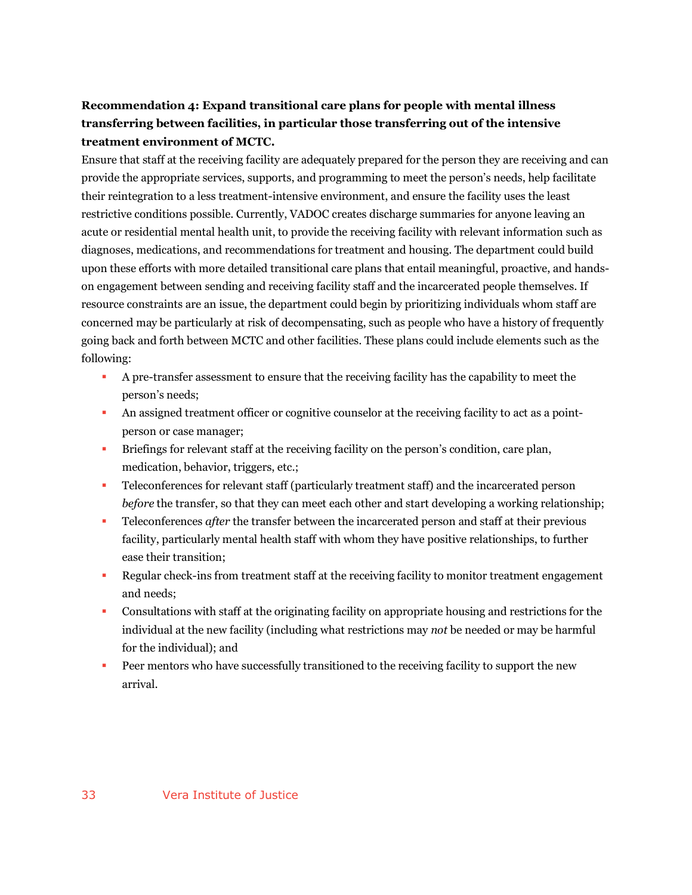**Recommendation 4: Expand transitional care plans for people with mental illness transferring between facilities, in particular those transferring out of the intensive treatment environment of MCTC.**

Ensure that staff at the receiving facility are adequately prepared for the person they are receiving and can provide the appropriate services, supports, and programming to meet the person's needs, help facilitate their reintegration to a less treatment-intensive environment, and ensure the facility uses the least restrictive conditions possible. Currently, VADOC creates discharge summaries for anyone leaving an acute or residential mental health unit, to provide the receiving facility with relevant information such as diagnoses, medications, and recommendations for treatment and housing. The department could build upon these efforts with more detailed transitional care plans that entail meaningful, proactive, and hands-on engagement between sending and receiving facility staff and the incarcerated people themselves. If resource constraints are an issue, the department could begin by prioritizing individuals whom staff are concerned may be particularly at risk of decompensating, such as people who have a history of frequently going back and forth between MCTC and other facilities. These plans could include elements such as the following:

- A pre-transfer assessment to ensure that the receiving facility has the capability to meet the person's needs;
- An assigned treatment officer or cognitive counselor at the receiving facility to act as a point-person or case manager;
- Briefings for relevant staff at the receiving facility on the person's condition, care plan, medication, behavior, triggers, etc.;
- Teleconferences for relevant staff (particularly treatment staff) and the incarcerated person *before* the transfer, so that they can meet each other and start developing a working relationship;
- Teleconferences *after* the transfer between the incarcerated person and staff at their previous facility, particularly mental health staff with whom they have positive relationships, to further ease their transition;
- Regular check-ins from treatment staff at the receiving facility to monitor treatment engagement and needs;
- Consultations with staff at the originating facility on appropriate housing and restrictions for the individual at the new facility (including what restrictions may *not* be needed or may be harmful for the individual); and
- Peer mentors who have successfully transitioned to the receiving facility to support the new arrival.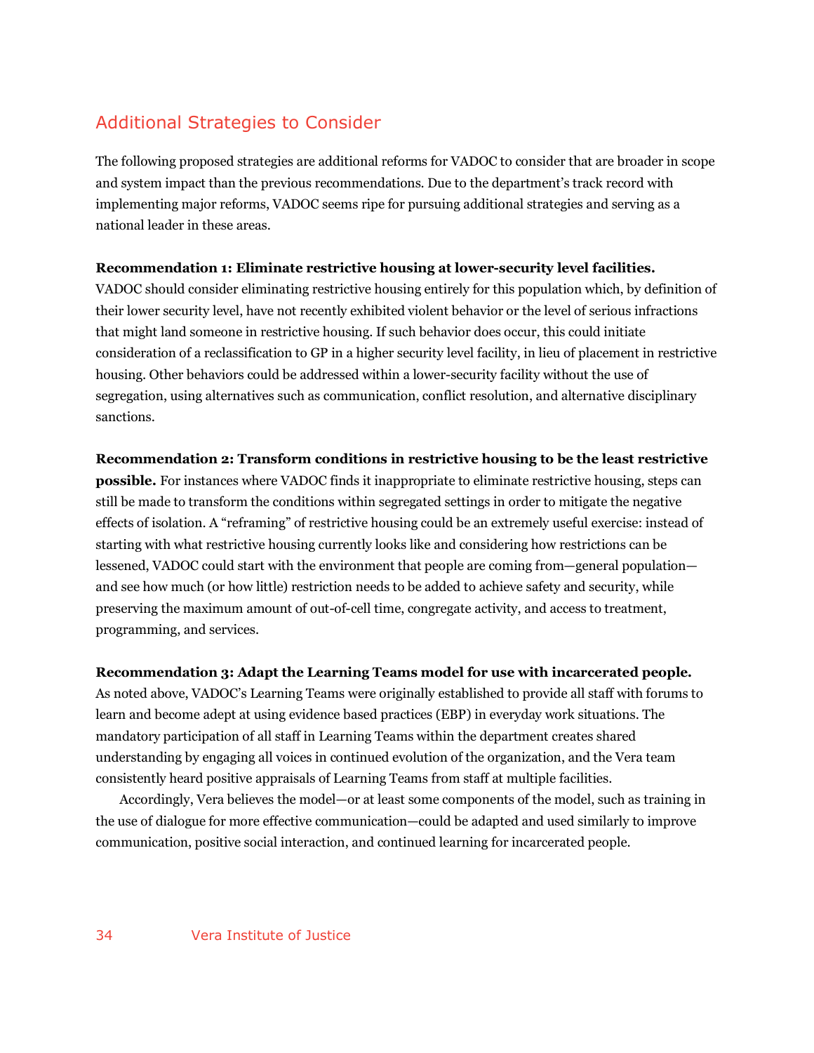## Additional Strategies to Consider

The following proposed strategies are additional reforms for VADOC to consider that are broader in scope and system impact than the previous recommendations. Due to the department's track record with implementing major reforms, VADOC seems ripe for pursuing additional strategies and serving as a national leader in these areas.

**Recommendation 1: Eliminate restrictive housing at lower-security level facilities.** VADOC should consider eliminating restrictive housing entirely for this population which, by definition of their lower security level, have not recently exhibited violent behavior or the level of serious infractions that might land someone in restrictive housing. If such behavior does occur, this could initiate consideration of a reclassification to GP in a higher security level facility, in lieu of placement in restrictive housing. Other behaviors could be addressed within a lower-security facility without the use of segregation, using alternatives such as communication, conflict resolution, and alternative disciplinary sanctions.

**Recommendation 2: Transform conditions in restrictive housing to be the least restrictive possible.** For instances where VADOC finds it inappropriate to eliminate restrictive housing, steps can still be made to transform the conditions within segregated settings in order to mitigate the negative effects of isolation. A "reframing" of restrictive housing could be an extremely useful exercise: instead of starting with what restrictive housing currently looks like and considering how restrictions can be lessened, VADOC could start with the environment that people are coming from—general population—and see how much (or how little) restriction needs to be added to achieve safety and security, while preserving the maximum amount of out-of-cell time, congregate activity, and access to treatment, programming, and services.

**Recommendation 3: Adapt the Learning Teams model for use with incarcerated people.** As noted above, VADOC's Learning Teams were originally established to provide all staff with forums to learn and become adept at using evidence based practices (EBP) in everyday work situations. The mandatory participation of all staff in Learning Teams within the department creates shared understanding by engaging all voices in continued evolution of the organization, and the Vera team consistently heard positive appraisals of Learning Teams from staff at multiple facilities.

Accordingly, Vera believes the model—or at least some components of the model, such as training in the use of dialogue for more effective communication—could be adapted and used similarly to improve communication, positive social interaction, and continued learning for incarcerated people.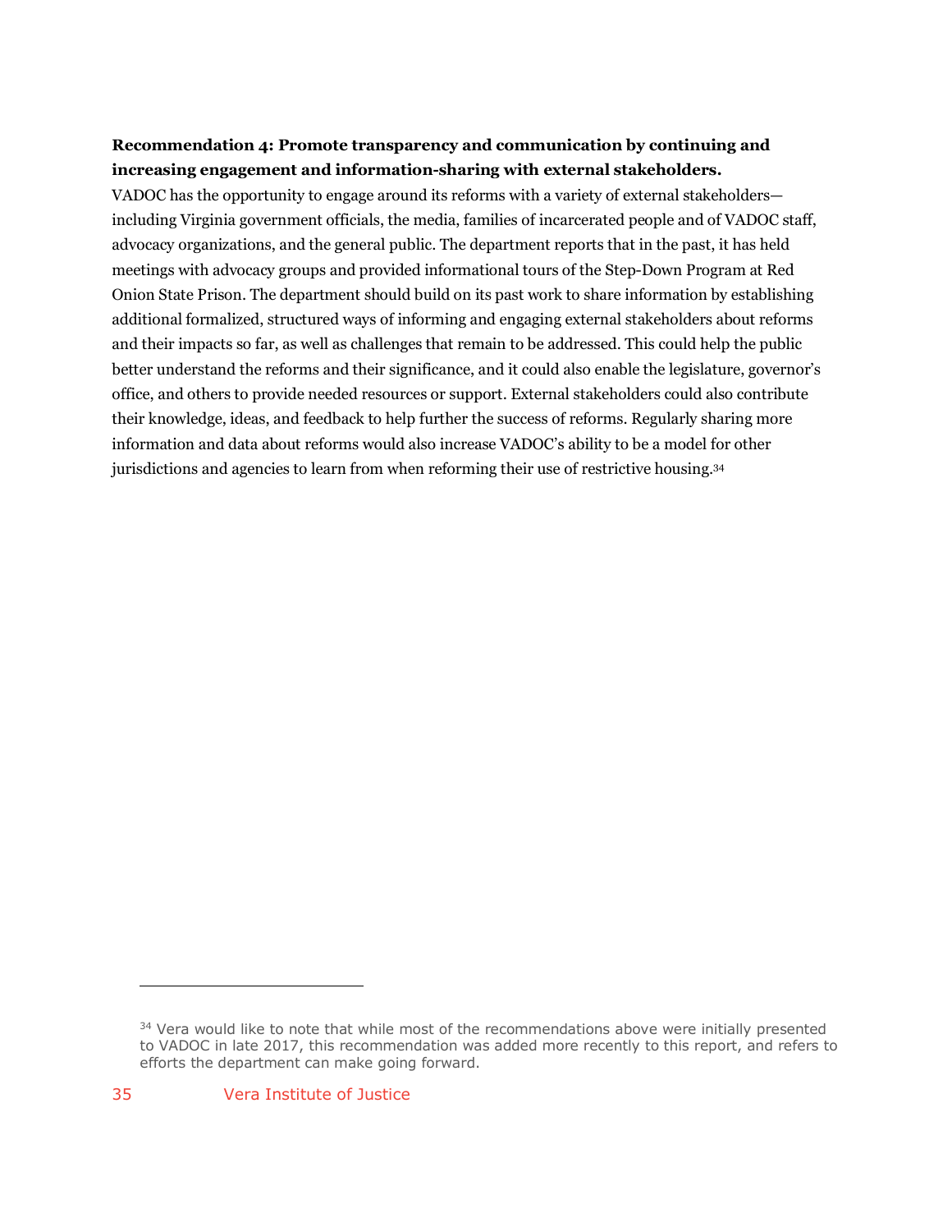**Recommendation 4: Promote transparency and communication by continuing and increasing engagement and information-sharing with external stakeholders.**

VADOC has the opportunity to engage around its reforms with a variety of external stakeholders—including Virginia government officials, the media, families of incarcerated people and of VADOC staff, advocacy organizations, and the general public. The department reports that in the past, it has held meetings with advocacy groups and provided informational tours of the Step-Down Program at Red Onion State Prison. The department should build on its past work to share information by establishing additional formalized, structured ways of informing and engaging external stakeholders about reforms and their impacts so far, as well as challenges that remain to be addressed. This could help the public better understand the reforms and their significance, and it could also enable the legislature, governor's office, and others to provide needed resources or support. External stakeholders could also contribute their knowledge, ideas, and feedback to help further the success of reforms. Regularly sharing more information and data about reforms would also increase VADOC's ability to be a model for other jurisdictions and agencies to learn from when reforming their use of restrictive housing.[34]

---

[34] Vera would like to note that while most of the recommendations above were initially presented to VADOC in late 2017, this recommendation was added more recently to this report, and refers to efforts the department can make going forward.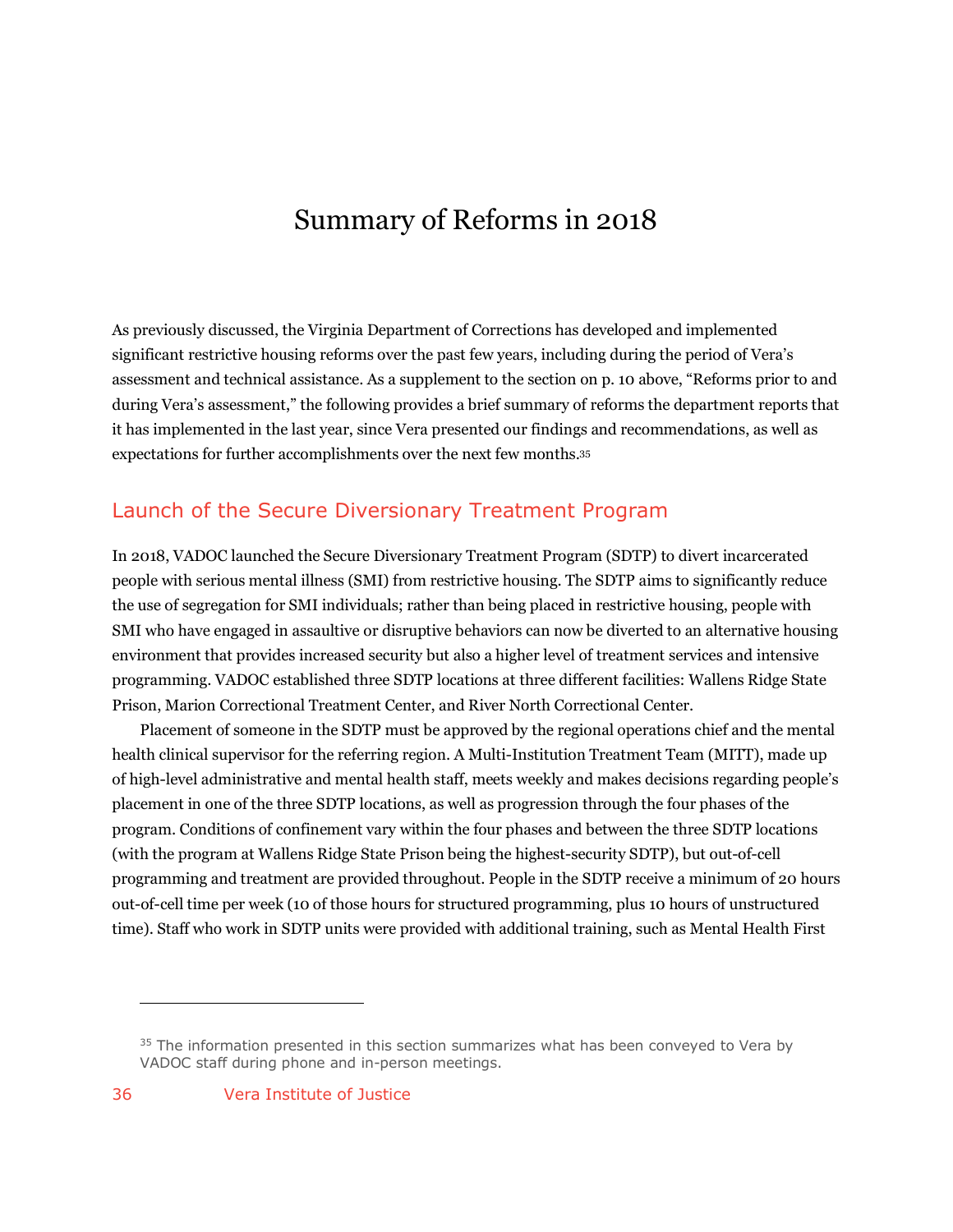# Summary of Reforms in 2018

As previously discussed, the Virginia Department of Corrections has developed and implemented significant restrictive housing reforms over the past few years, including during the period of Vera's assessment and technical assistance. As a supplement to the section on p. 10 above, "Reforms prior to and during Vera's assessment," the following provides a brief summary of reforms the department reports that it has implemented in the last year, since Vera presented our findings and recommendations, as well as expectations for further accomplishments over the next few months.[35]

## Launch of the Secure Diversionary Treatment Program

In 2018, VADOC launched the Secure Diversionary Treatment Program (SDTP) to divert incarcerated people with serious mental illness (SMI) from restrictive housing. The SDTP aims to significantly reduce the use of segregation for SMI individuals; rather than being placed in restrictive housing, people with SMI who have engaged in assaultive or disruptive behaviors can now be diverted to an alternative housing environment that provides increased security but also a higher level of treatment services and intensive programming. VADOC established three SDTP locations at three different facilities: Wallens Ridge State Prison, Marion Correctional Treatment Center, and River North Correctional Center.

Placement of someone in the SDTP must be approved by the regional operations chief and the mental health clinical supervisor for the referring region. A Multi-Institution Treatment Team (MITT), made up of high-level administrative and mental health staff, meets weekly and makes decisions regarding people's placement in one of the three SDTP locations, as well as progression through the four phases of the program. Conditions of confinement vary within the four phases and between the three SDTP locations (with the program at Wallens Ridge State Prison being the highest-security SDTP), but out-of-cell programming and treatment are provided throughout. People in the SDTP receive a minimum of 20 hours out-of-cell time per week (10 of those hours for structured programming, plus 10 hours of unstructured time). Staff who work in SDTP units were provided with additional training, such as Mental Health First

[35] The information presented in this section summarizes what has been conveyed to Vera by VADOC staff during phone and in-person meetings.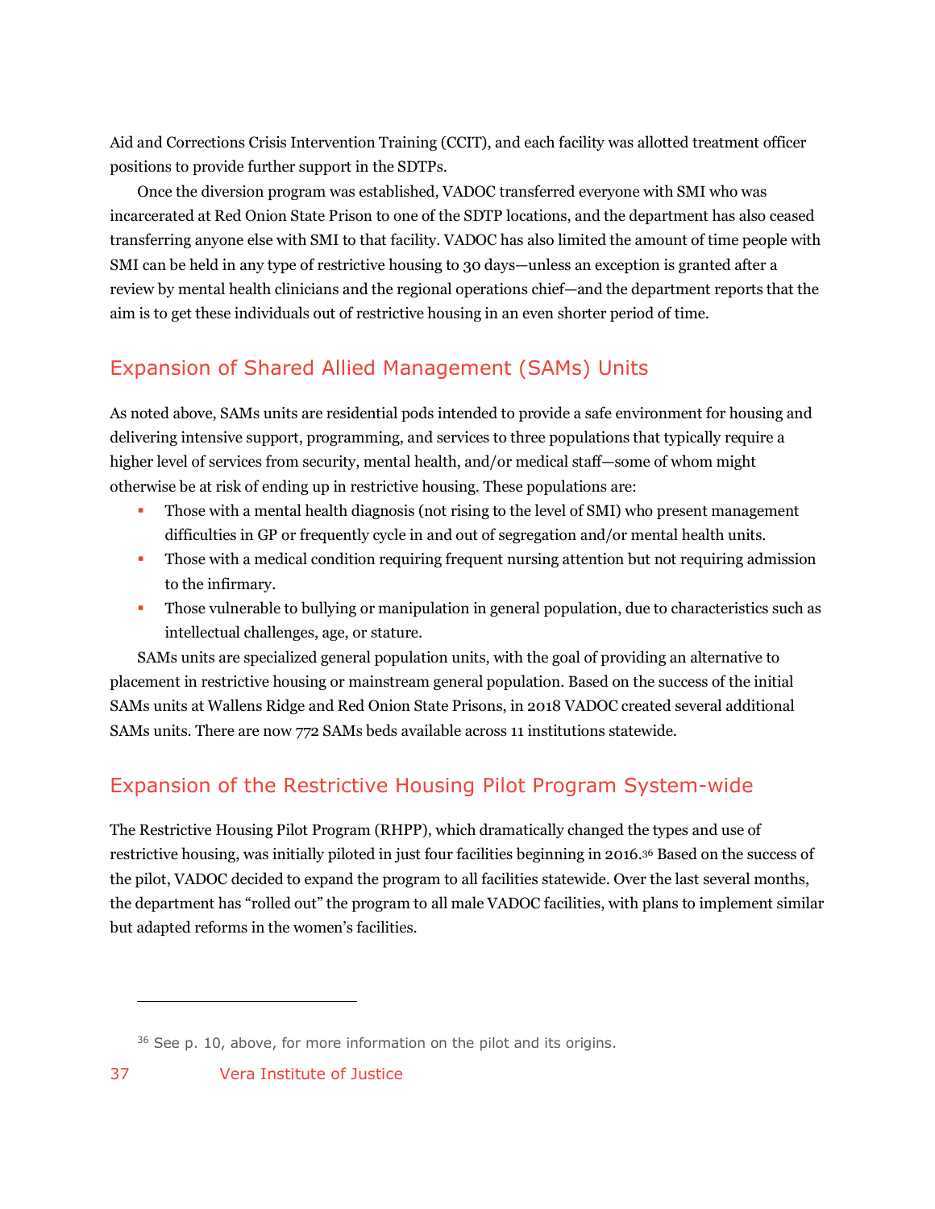Aid and Corrections Crisis Intervention Training (CCIT), and each facility was allotted treatment officer positions to provide further support in the SDTPs.

Once the diversion program was established, VADOC transferred everyone with SMI who was incarcerated at Red Onion State Prison to one of the SDTP locations, and the department has also ceased transferring anyone else with SMI to that facility. VADOC has also limited the amount of time people with SMI can be held in any type of restrictive housing to 30 days—unless an exception is granted after a review by mental health clinicians and the regional operations chief—and the department reports that the aim is to get these individuals out of restrictive housing in an even shorter period of time.

## Expansion of Shared Allied Management (SAMs) Units

As noted above, SAMs units are residential pods intended to provide a safe environment for housing and delivering intensive support, programming, and services to three populations that typically require a higher level of services from security, mental health, and/or medical staff—some of whom might otherwise be at risk of ending up in restrictive housing. These populations are:

- Those with a mental health diagnosis (not rising to the level of SMI) who present management difficulties in GP or frequently cycle in and out of segregation and/or mental health units.
- Those with a medical condition requiring frequent nursing attention but not requiring admission to the infirmary.
- Those vulnerable to bullying or manipulation in general population, due to characteristics such as intellectual challenges, age, or stature.

SAMs units are specialized general population units, with the goal of providing an alternative to placement in restrictive housing or mainstream general population. Based on the success of the initial SAMs units at Wallens Ridge and Red Onion State Prisons, in 2018 VADOC created several additional SAMs units. There are now 772 SAMs beds available across 11 institutions statewide.

## Expansion of the Restrictive Housing Pilot Program System-wide

The Restrictive Housing Pilot Program (RHPP), which dramatically changed the types and use of restrictive housing, was initially piloted in just four facilities beginning in 2016.[36] Based on the success of the pilot, VADOC decided to expand the program to all facilities statewide. Over the last several months, the department has "rolled out" the program to all male VADOC facilities, with plans to implement similar but adapted reforms in the women's facilities.

[36] See p. 10, above, for more information on the pilot and its origins.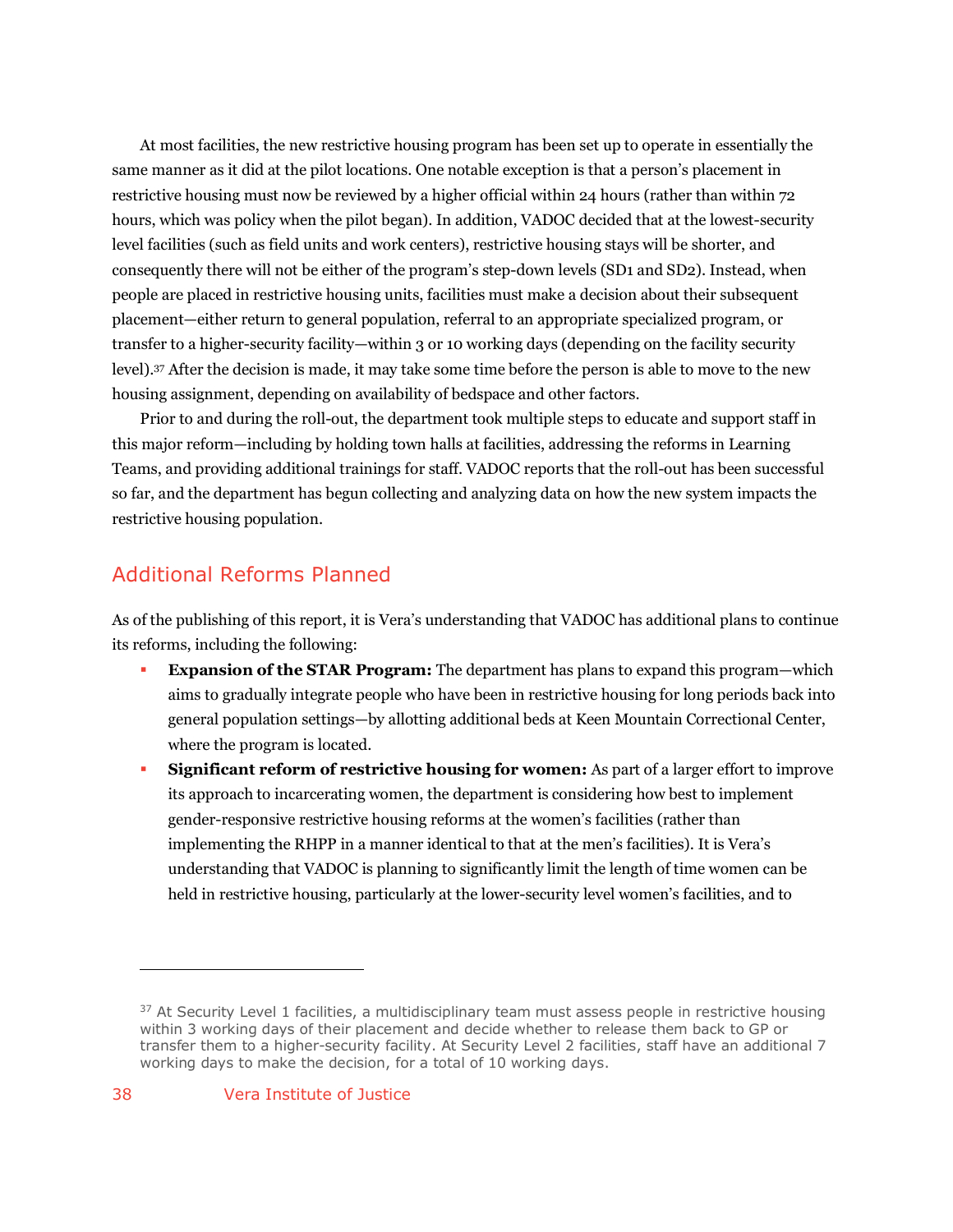At most facilities, the new restrictive housing program has been set up to operate in essentially the same manner as it did at the pilot locations. One notable exception is that a person's placement in restrictive housing must now be reviewed by a higher official within 24 hours (rather than within 72 hours, which was policy when the pilot began). In addition, VADOC decided that at the lowest-security level facilities (such as field units and work centers), restrictive housing stays will be shorter, and consequently there will not be either of the program's step-down levels (SD1 and SD2). Instead, when people are placed in restrictive housing units, facilities must make a decision about their subsequent placement—either return to general population, referral to an appropriate specialized program, or transfer to a higher-security facility—within 3 or 10 working days (depending on the facility security level).[37] After the decision is made, it may take some time before the person is able to move to the new housing assignment, depending on availability of bedspace and other factors.

Prior to and during the roll-out, the department took multiple steps to educate and support staff in this major reform—including by holding town halls at facilities, addressing the reforms in Learning Teams, and providing additional trainings for staff. VADOC reports that the roll-out has been successful so far, and the department has begun collecting and analyzing data on how the new system impacts the restrictive housing population.

## Additional Reforms Planned

As of the publishing of this report, it is Vera's understanding that VADOC has additional plans to continue its reforms, including the following:

- **Expansion of the STAR Program:** The department has plans to expand this program—which aims to gradually integrate people who have been in restrictive housing for long periods back into general population settings—by allotting additional beds at Keen Mountain Correctional Center, where the program is located.
- **Significant reform of restrictive housing for women:** As part of a larger effort to improve its approach to incarcerating women, the department is considering how best to implement gender-responsive restrictive housing reforms at the women's facilities (rather than implementing the RHPP in a manner identical to that at the men's facilities). It is Vera's understanding that VADOC is planning to significantly limit the length of time women can be held in restrictive housing, particularly at the lower-security level women's facilities, and to

---

[37] At Security Level 1 facilities, a multidisciplinary team must assess people in restrictive housing within 3 working days of their placement and decide whether to release them back to GP or transfer them to a higher-security facility. At Security Level 2 facilities, staff have an additional 7 working days to make the decision, for a total of 10 working days.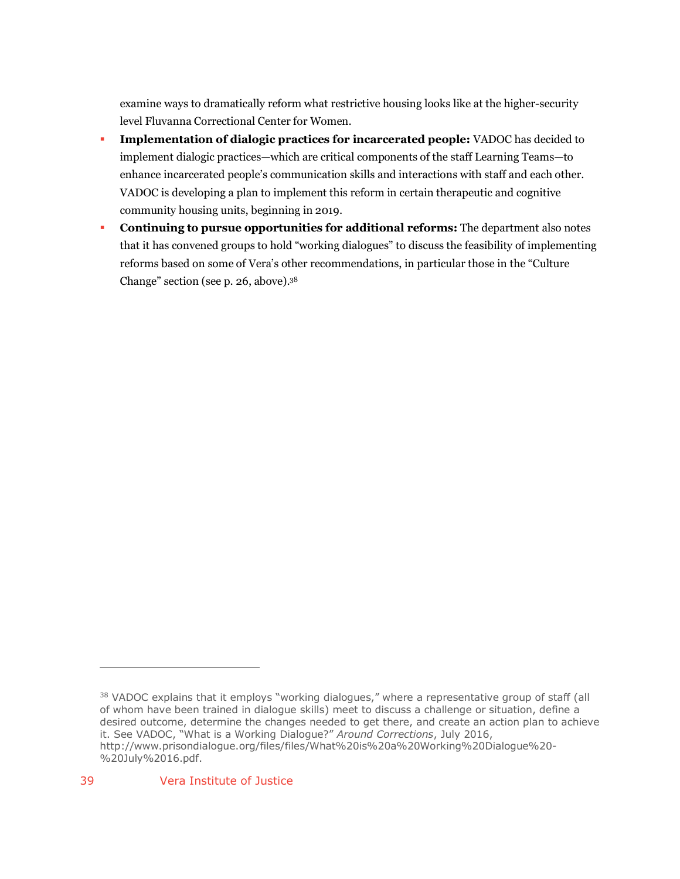examine ways to dramatically reform what restrictive housing looks like at the higher-security level Fluvanna Correctional Center for Women.

- **Implementation of dialogic practices for incarcerated people:** VADOC has decided to implement dialogic practices—which are critical components of the staff Learning Teams—to enhance incarcerated people's communication skills and interactions with staff and each other. VADOC is developing a plan to implement this reform in certain therapeutic and cognitive community housing units, beginning in 2019.
- **Continuing to pursue opportunities for additional reforms:** The department also notes that it has convened groups to hold "working dialogues" to discuss the feasibility of implementing reforms based on some of Vera's other recommendations, in particular those in the "Culture Change" section (see p. 26, above).[38]

---

[38] VADOC explains that it employs "working dialogues," where a representative group of staff (all of whom have been trained in dialogue skills) meet to discuss a challenge or situation, define a desired outcome, determine the changes needed to get there, and create an action plan to achieve it. See VADOC, "What is a Working Dialogue?" *Around Corrections*, July 2016, http://www.prisondialogue.org/files/files/What%20is%20a%20Working%20Dialogue%20-%20July%2016.pdf.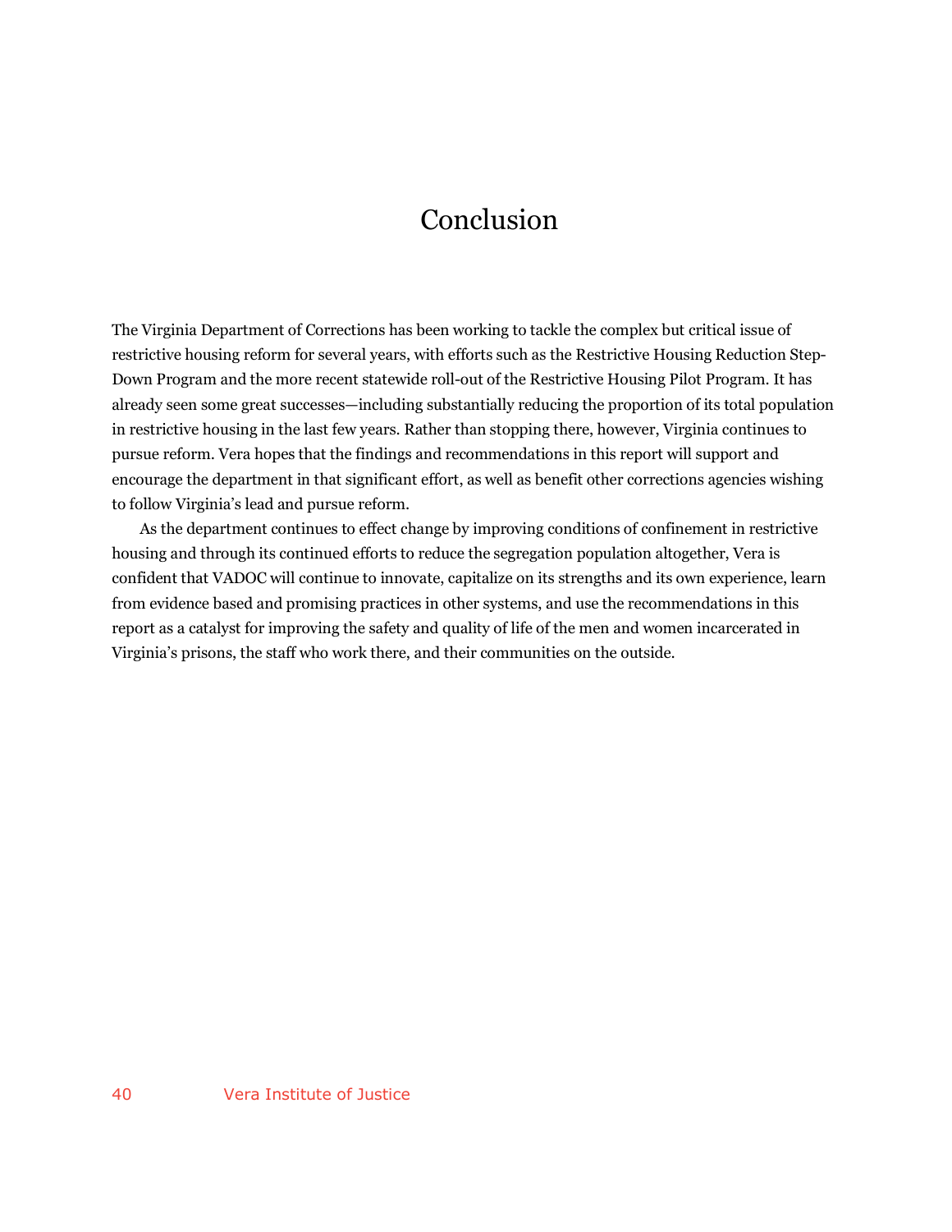# Conclusion

The Virginia Department of Corrections has been working to tackle the complex but critical issue of restrictive housing reform for several years, with efforts such as the Restrictive Housing Reduction Step-Down Program and the more recent statewide roll-out of the Restrictive Housing Pilot Program. It has already seen some great successes—including substantially reducing the proportion of its total population in restrictive housing in the last few years. Rather than stopping there, however, Virginia continues to pursue reform. Vera hopes that the findings and recommendations in this report will support and encourage the department in that significant effort, as well as benefit other corrections agencies wishing to follow Virginia's lead and pursue reform.

As the department continues to effect change by improving conditions of confinement in restrictive housing and through its continued efforts to reduce the segregation population altogether, Vera is confident that VADOC will continue to innovate, capitalize on its strengths and its own experience, learn from evidence based and promising practices in other systems, and use the recommendations in this report as a catalyst for improving the safety and quality of life of the men and women incarcerated in Virginia's prisons, the staff who work there, and their communities on the outside.